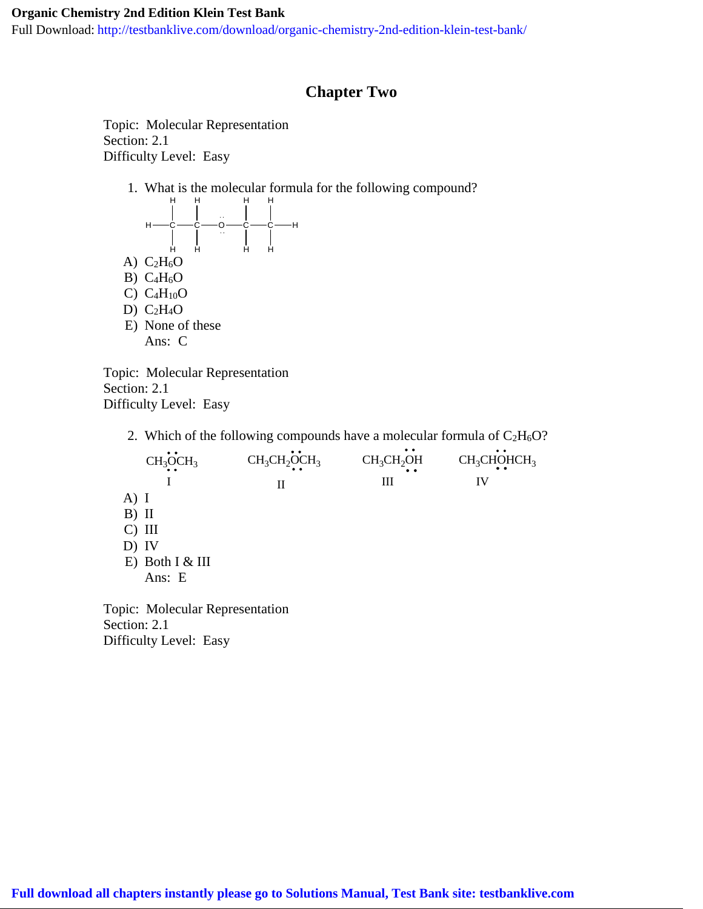## Chapter Two

Topic: Molecular Representation
Section: 2.1
Difficulty Level: Easy

1. What is the molecular formula for the following compound?

$$H-\underset{H}{\overset{H}{C}}-\underset{H}{\overset{H}{C}}-\ddot{\underset{..}{O}}-\underset{H}{\overset{H}{C}}-\underset{H}{\overset{H}{C}}-H$$

A) $C_2H_6O$
B) $C_4H_6O$
C) $C_4H_{10}O$
D) $C_2H_4O$
E) None of these

Ans: C

Topic: Molecular Representation
Section: 2.1
Difficulty Level: Easy

2. Which of the following compounds have a molecular formula of $C_2H_6O$?

| I | II | III | IV |
|---|---|---|---|
| $CH_3\ddot{\underset{..}{O}}CH_3$ | $CH_3CH_2\ddot{\underset{..}{O}}CH_3$ | $CH_3CH_2\ddot{\underset{..}{O}}H$ | $CH_3CH\ddot{\underset{..}{O}}HCH_3$ |

A) I
B) II
C) III
D) IV
E) Both I & III

Ans: E

Topic: Molecular Representation
Section: 2.1
Difficulty Level: Easy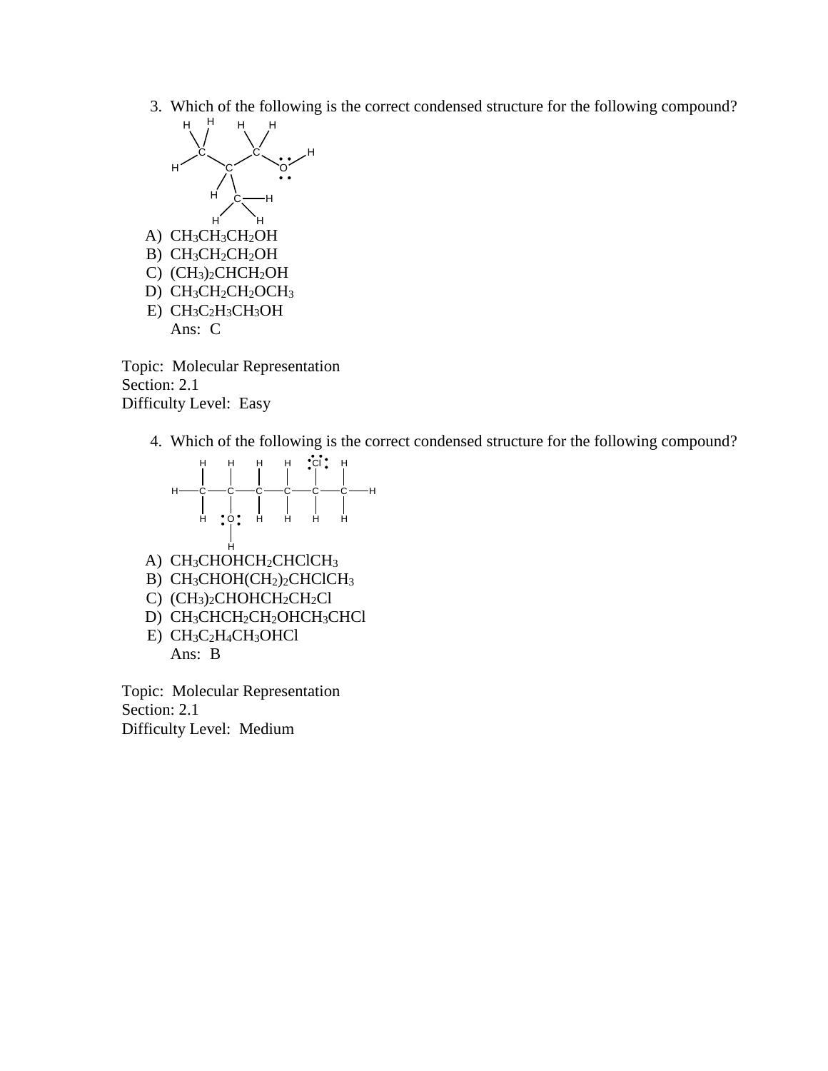3. Which of the following is the correct condensed structure for the following compound?

   A) $CH_3CH_3CH_2OH$
   B) $CH_3CH_2CH_2OH$
   C) $(CH_3)_2CHCH_2OH$
   D) $CH_3CH_2CH_2OCH_3$
   E) $CH_3C_2H_3CH_3OH$

   Ans: C

Topic: Molecular Representation
Section: 2.1
Difficulty Level: Easy

4. Which of the following is the correct condensed structure for the following compound?

   A) $CH_3CHOHCH_2CHClCH_3$
   B) $CH_3CHOH(CH_2)_2CHClCH_3$
   C) $(CH_3)_2CHOHCH_2CH_2Cl$
   D) $CH_3CHCH_2CH_2OHCH_3CHCl$
   E) $CH_3C_2H_4CH_3OHCl$

   Ans: B

Topic: Molecular Representation
Section: 2.1
Difficulty Level: Medium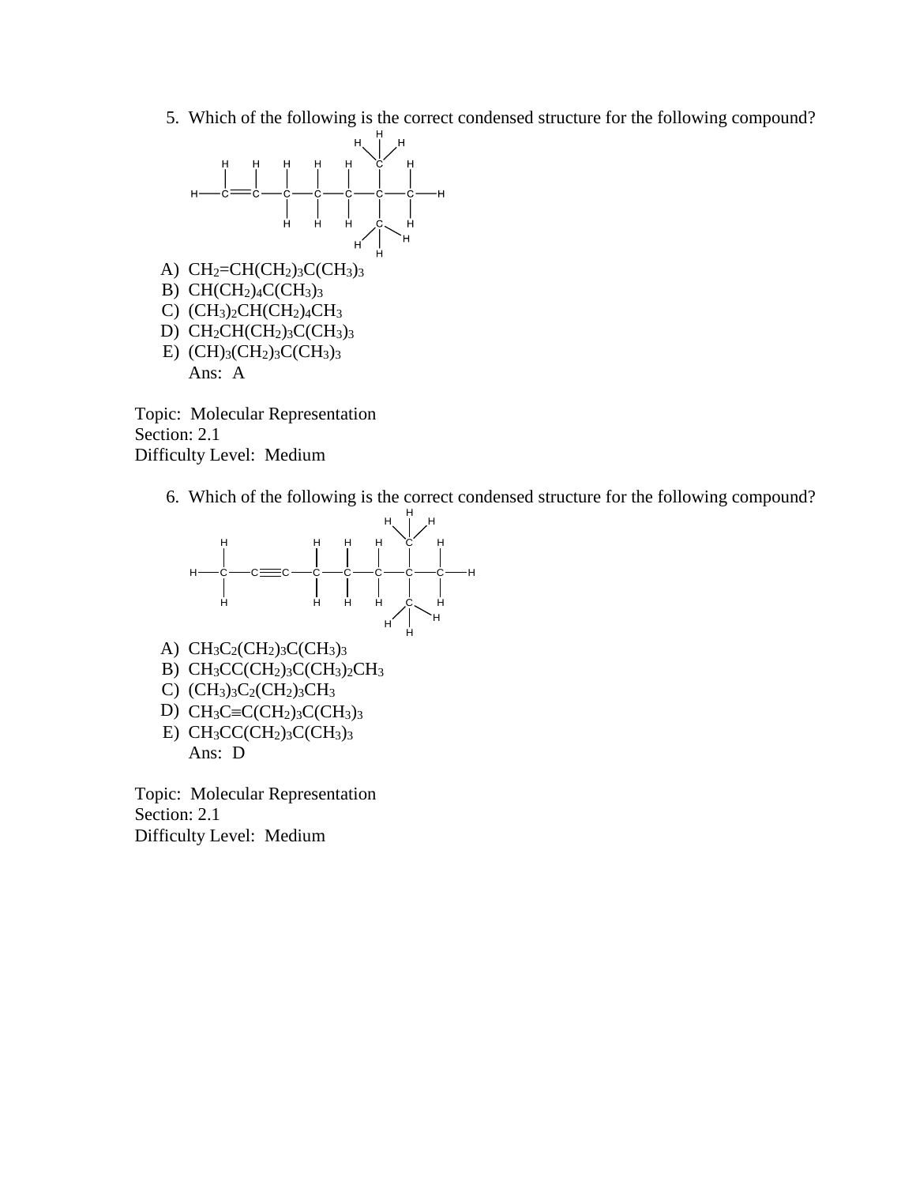5. Which of the following is the correct condensed structure for the following compound?

   A) $CH_2{=}CH(CH_2)_3C(CH_3)_3$
   B) $CH(CH_2)_4C(CH_3)_3$
   C) $(CH_3)_2CH(CH_2)_4CH_3$
   D) $CH_2CH(CH_2)_3C(CH_3)_3$
   E) $(CH)_3(CH_2)_3C(CH_3)_3$

   Ans: A

Topic: Molecular Representation
Section: 2.1
Difficulty Level: Medium

6. Which of the following is the correct condensed structure for the following compound?

   A) $CH_3C_2(CH_2)_3C(CH_3)_3$
   B) $CH_3CC(CH_2)_3C(CH_3)_2CH_3$
   C) $(CH_3)_3C_2(CH_2)_3CH_3$
   D) $CH_3C{\equiv}C(CH_2)_3C(CH_3)_3$
   E) $CH_3CC(CH_2)_3C(CH_3)_3$

   Ans: D

Topic: Molecular Representation
Section: 2.1
Difficulty Level: Medium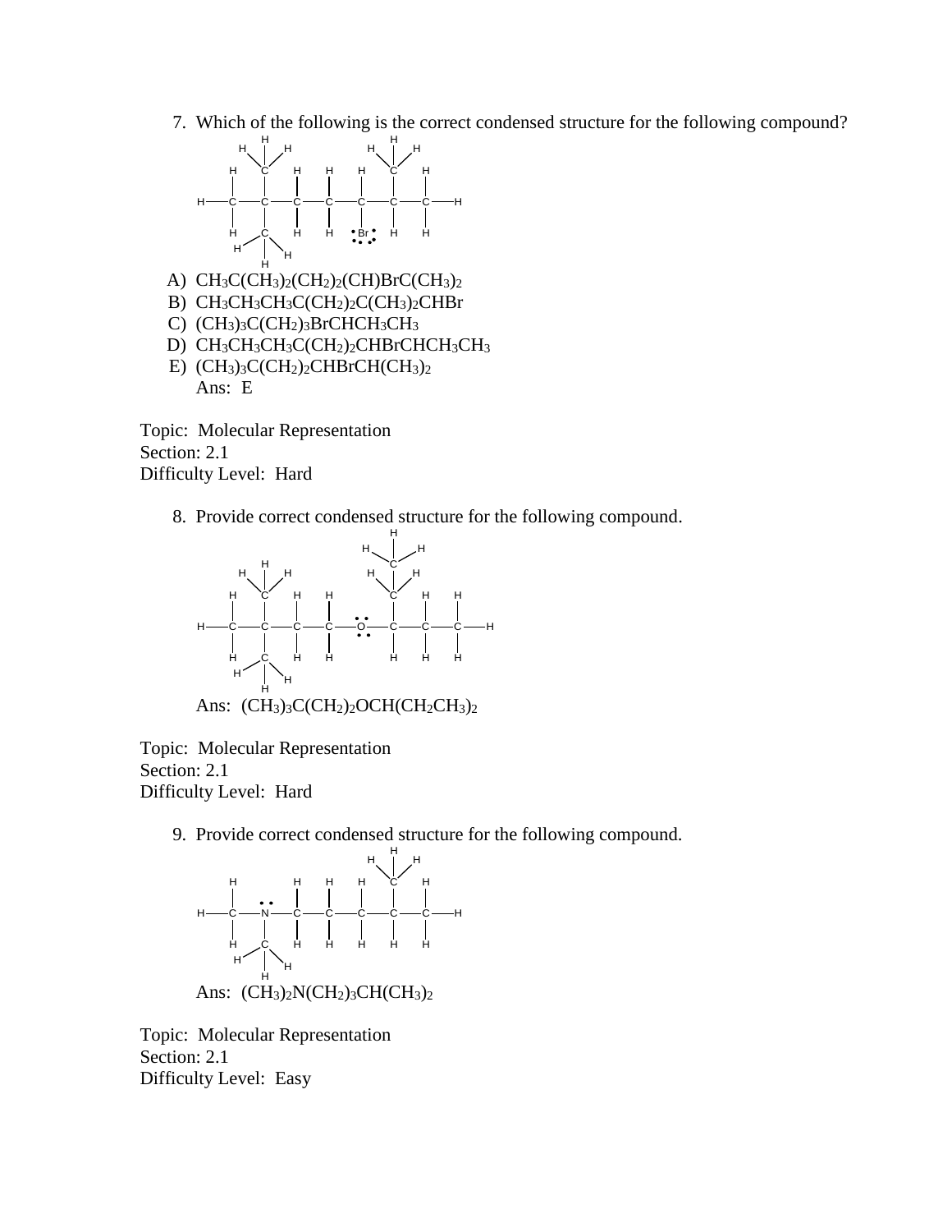7. Which of the following is the correct condensed structure for the following compound?

   A) $CH_3C(CH_3)_2(CH_2)_2(CH)BrC(CH_3)_2$
   B) $CH_3CH_3CH_3C(CH_2)_2C(CH_3)_2CHBr$
   C) $(CH_3)_3C(CH_2)_3BrCHCH_3CH_3$
   D) $CH_3CH_3CH_3C(CH_2)_2CHBrCHCH_3CH_3$
   E) $(CH_3)_3C(CH_2)_2CHBrCH(CH_3)_2$

   Ans: E

Topic: Molecular Representation
Section: 2.1
Difficulty Level: Hard

8. Provide correct condensed structure for the following compound.

   Ans: $(CH_3)_3C(CH_2)_2OCH(CH_2CH_3)_2$

Topic: Molecular Representation
Section: 2.1
Difficulty Level: Hard

9. Provide correct condensed structure for the following compound.

   Ans: $(CH_3)_2N(CH_2)_3CH(CH_3)_2$

Topic: Molecular Representation
Section: 2.1
Difficulty Level: Easy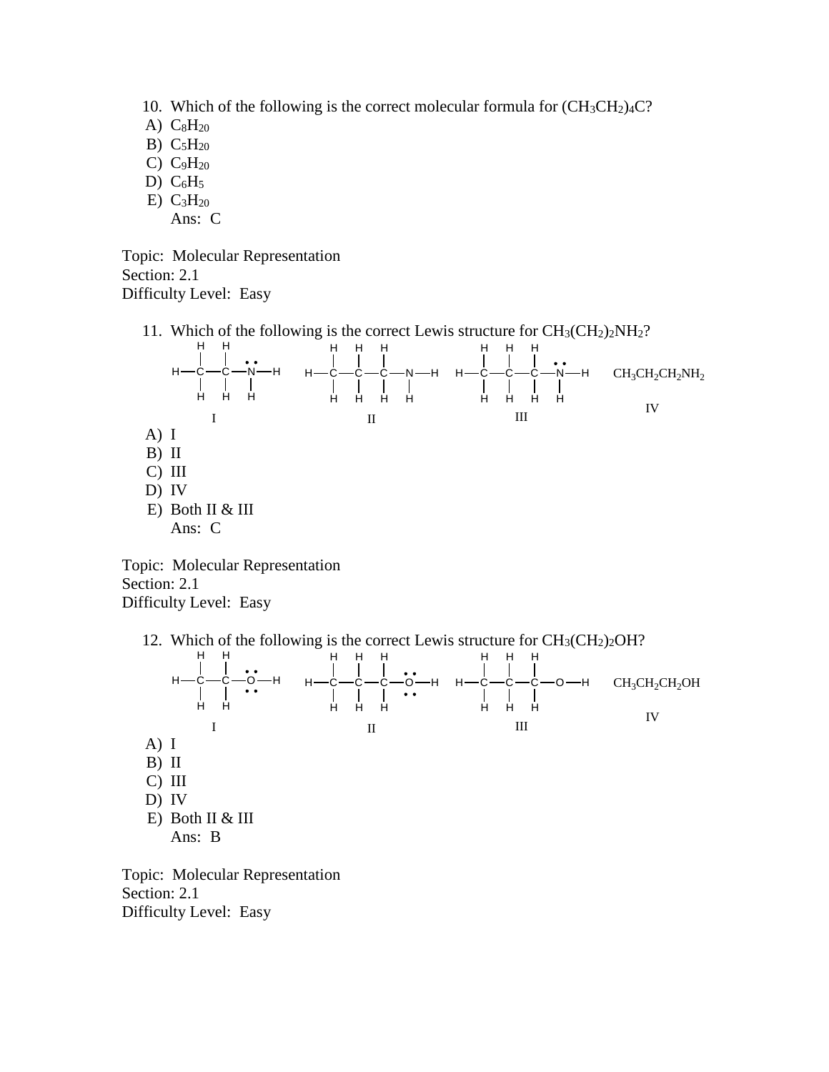10. Which of the following is the correct molecular formula for $(CH_3CH_2)_4C$?

A) $C_8H_{20}$
B) $C_5H_{20}$
C) $C_9H_{20}$
D) $C_6H_5$
E) $C_3H_{20}$

Ans: C

Topic: Molecular Representation
Section: 2.1
Difficulty Level: Easy

11. Which of the following is the correct Lewis structure for $CH_3(CH_2)_2NH_2$?

I &nbsp;&nbsp;&nbsp;&nbsp; II &nbsp;&nbsp;&nbsp;&nbsp; III &nbsp;&nbsp;&nbsp;&nbsp; $CH_3CH_2CH_2NH_2$ IV

A) I
B) II
C) III
D) IV
E) Both II & III

Ans: C

Topic: Molecular Representation
Section: 2.1
Difficulty Level: Easy

12. Which of the following is the correct Lewis structure for $CH_3(CH_2)_2OH$?

I &nbsp;&nbsp;&nbsp;&nbsp; II &nbsp;&nbsp;&nbsp;&nbsp; III &nbsp;&nbsp;&nbsp;&nbsp; $CH_3CH_2CH_2OH$ IV

A) I
B) II
C) III
D) IV
E) Both II & III

Ans: B

Topic: Molecular Representation
Section: 2.1
Difficulty Level: Easy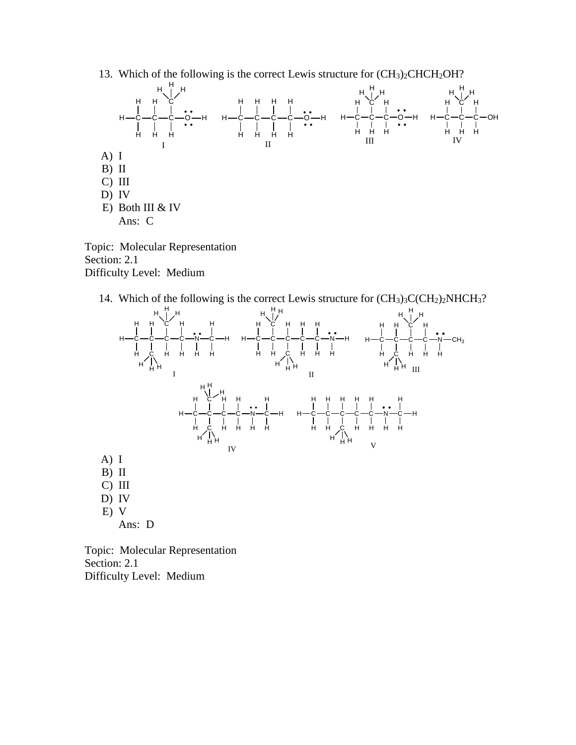13. Which of the following is the correct Lewis structure for $(CH_3)_2CHCH_2OH$?

I &nbsp;&nbsp;&nbsp;&nbsp; II &nbsp;&nbsp;&nbsp;&nbsp; III &nbsp;&nbsp;&nbsp;&nbsp; IV

A) I
B) II
C) III
D) IV
E) Both III & IV

Ans: C

Topic: Molecular Representation
Section: 2.1
Difficulty Level: Medium

14. Which of the following is the correct Lewis structure for $(CH_3)_3C(CH_2)_2NHCH_3$?

I &nbsp;&nbsp;&nbsp;&nbsp; II &nbsp;&nbsp;&nbsp;&nbsp; III &nbsp;&nbsp;&nbsp;&nbsp; IV &nbsp;&nbsp;&nbsp;&nbsp; V

A) I
B) II
C) III
D) IV
E) V

Ans: D

Topic: Molecular Representation
Section: 2.1
Difficulty Level: Medium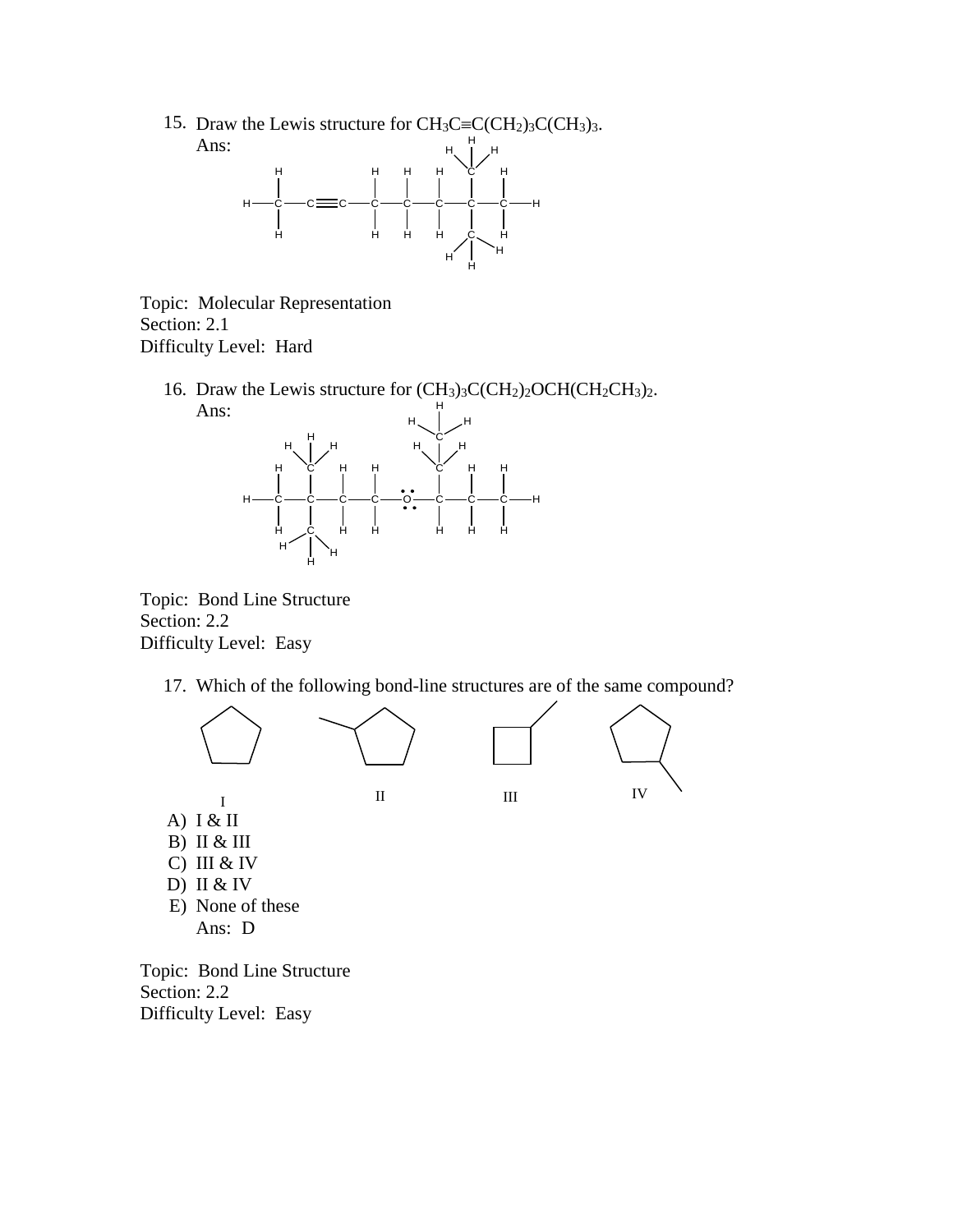15. Draw the Lewis structure for $CH_3C{\equiv}C(CH_2)_3C(CH_3)_3$.

 Ans:

Topic: Molecular Representation
Section: 2.1
Difficulty Level: Hard

16. Draw the Lewis structure for $(CH_3)_3C(CH_2)_2OCH(CH_2CH_3)_2$.

 Ans:

Topic: Bond Line Structure
Section: 2.2
Difficulty Level: Easy

17. Which of the following bond-line structures are of the same compound?

 I II III IV

 A) I & II
 B) II & III
 C) III & IV
 D) II & IV
 E) None of these

 Ans: D

Topic: Bond Line Structure
Section: 2.2
Difficulty Level: Easy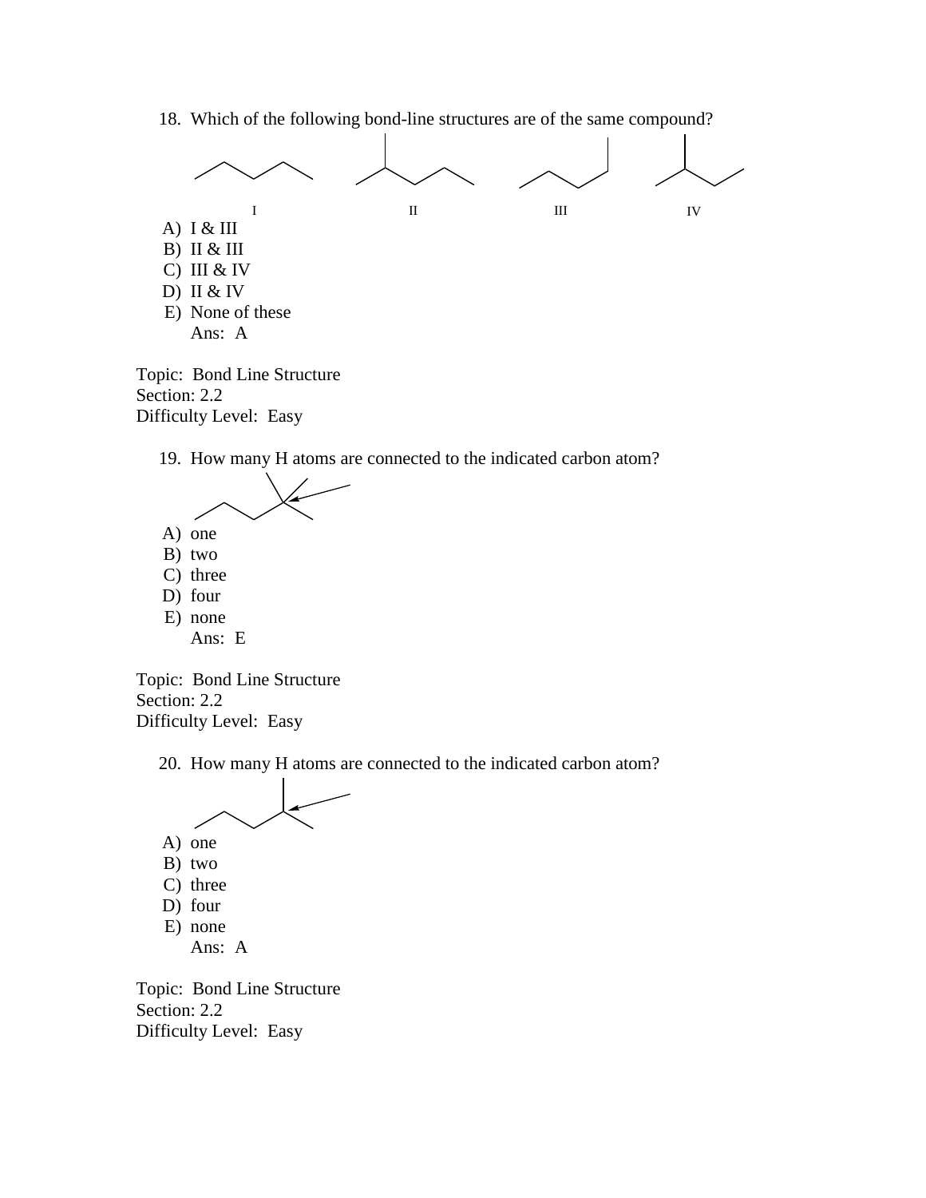18. Which of the following bond-line structures are of the same compound?

I    II    III    IV

A) I & III
B) II & III
C) III & IV
D) II & IV
E) None of these

Ans: A

Topic: Bond Line Structure
Section: 2.2
Difficulty Level: Easy

19. How many H atoms are connected to the indicated carbon atom?

A) one
B) two
C) three
D) four
E) none

Ans: E

Topic: Bond Line Structure
Section: 2.2
Difficulty Level: Easy

20. How many H atoms are connected to the indicated carbon atom?

A) one
B) two
C) three
D) four
E) none

Ans: A

Topic: Bond Line Structure
Section: 2.2
Difficulty Level: Easy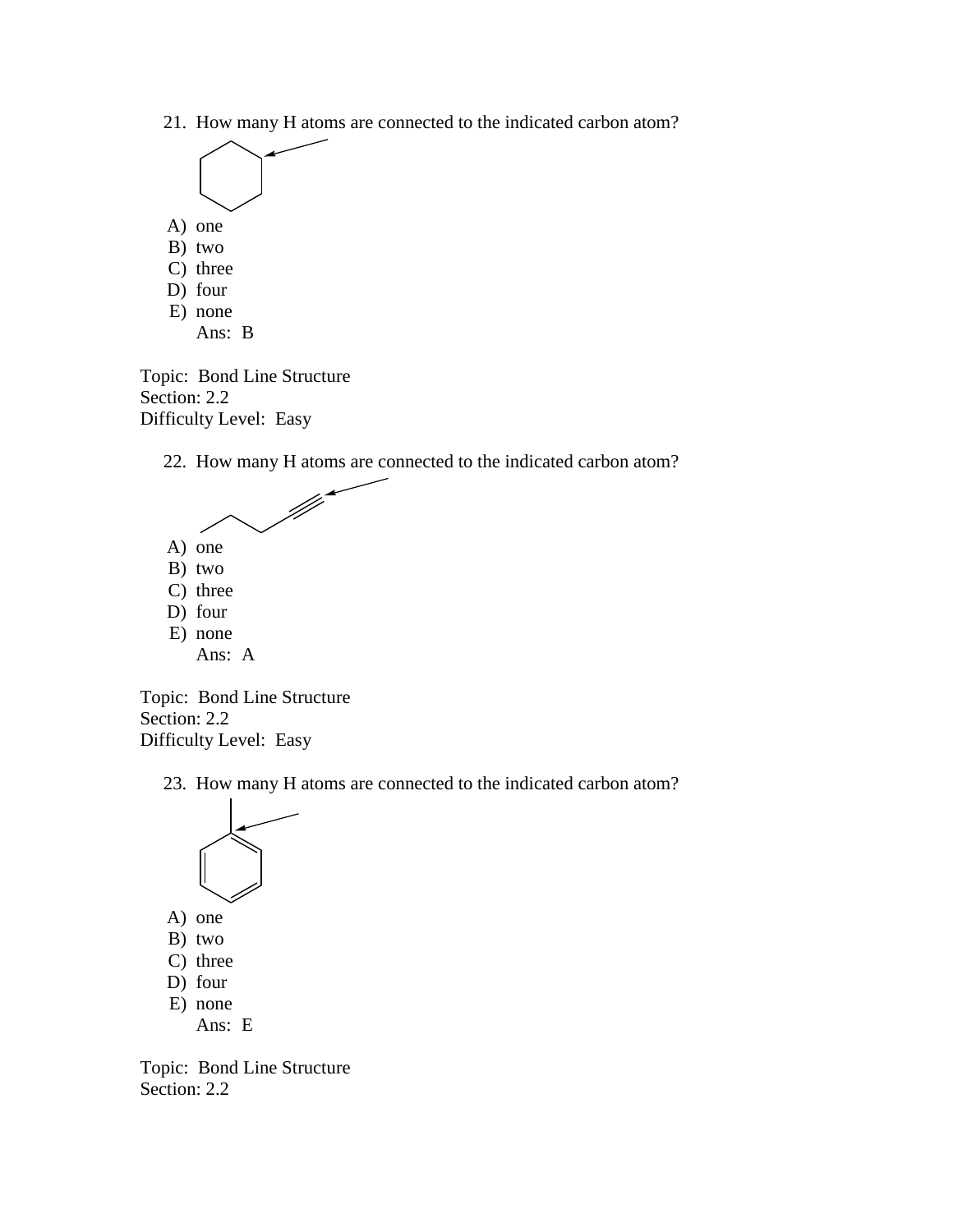21. How many H atoms are connected to the indicated carbon atom?

A) one
B) two
C) three
D) four
E) none

Ans: B

Topic: Bond Line Structure
Section: 2.2
Difficulty Level: Easy

22. How many H atoms are connected to the indicated carbon atom?

A) one
B) two
C) three
D) four
E) none

Ans: A

Topic: Bond Line Structure
Section: 2.2
Difficulty Level: Easy

23. How many H atoms are connected to the indicated carbon atom?

A) one
B) two
C) three
D) four
E) none

Ans: E

Topic: Bond Line Structure
Section: 2.2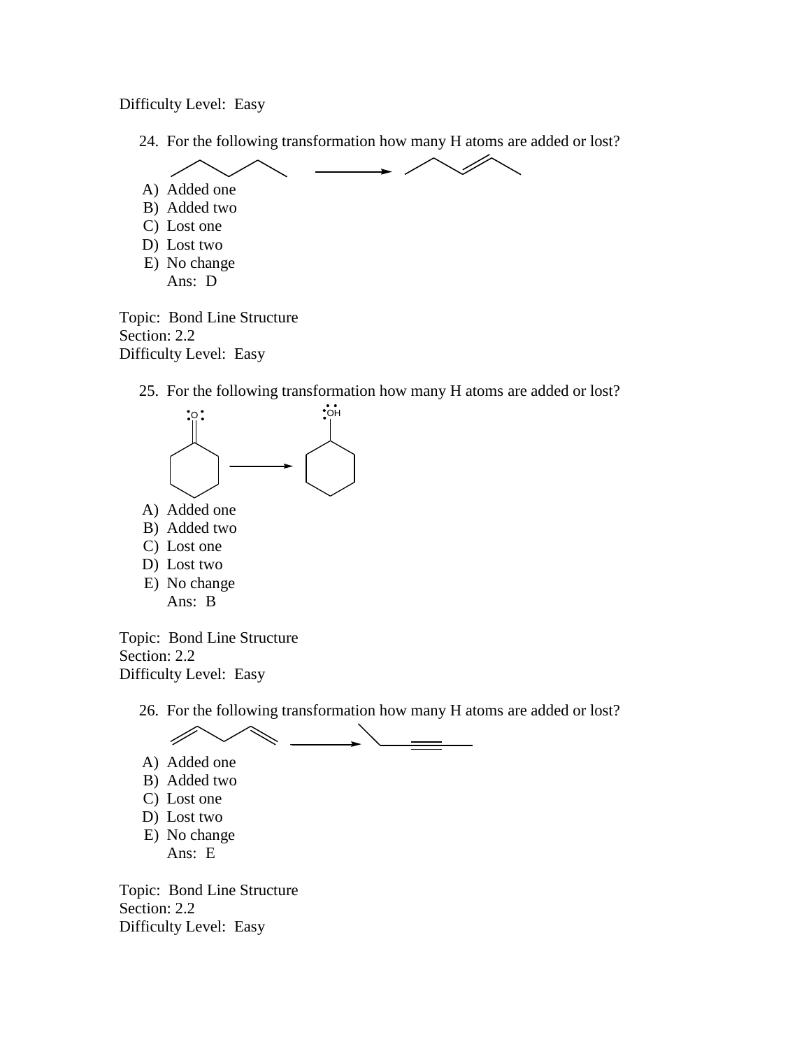Difficulty Level: Easy

24. For the following transformation how many H atoms are added or lost?

 A) Added one
 B) Added two
 C) Lost one
 D) Lost two
 E) No change
 Ans: D

Topic: Bond Line Structure
Section: 2.2
Difficulty Level: Easy

25. For the following transformation how many H atoms are added or lost?

 A) Added one
 B) Added two
 C) Lost one
 D) Lost two
 E) No change
 Ans: B

Topic: Bond Line Structure
Section: 2.2
Difficulty Level: Easy

26. For the following transformation how many H atoms are added or lost?

 A) Added one
 B) Added two
 C) Lost one
 D) Lost two
 E) No change
 Ans: E

Topic: Bond Line Structure
Section: 2.2
Difficulty Level: Easy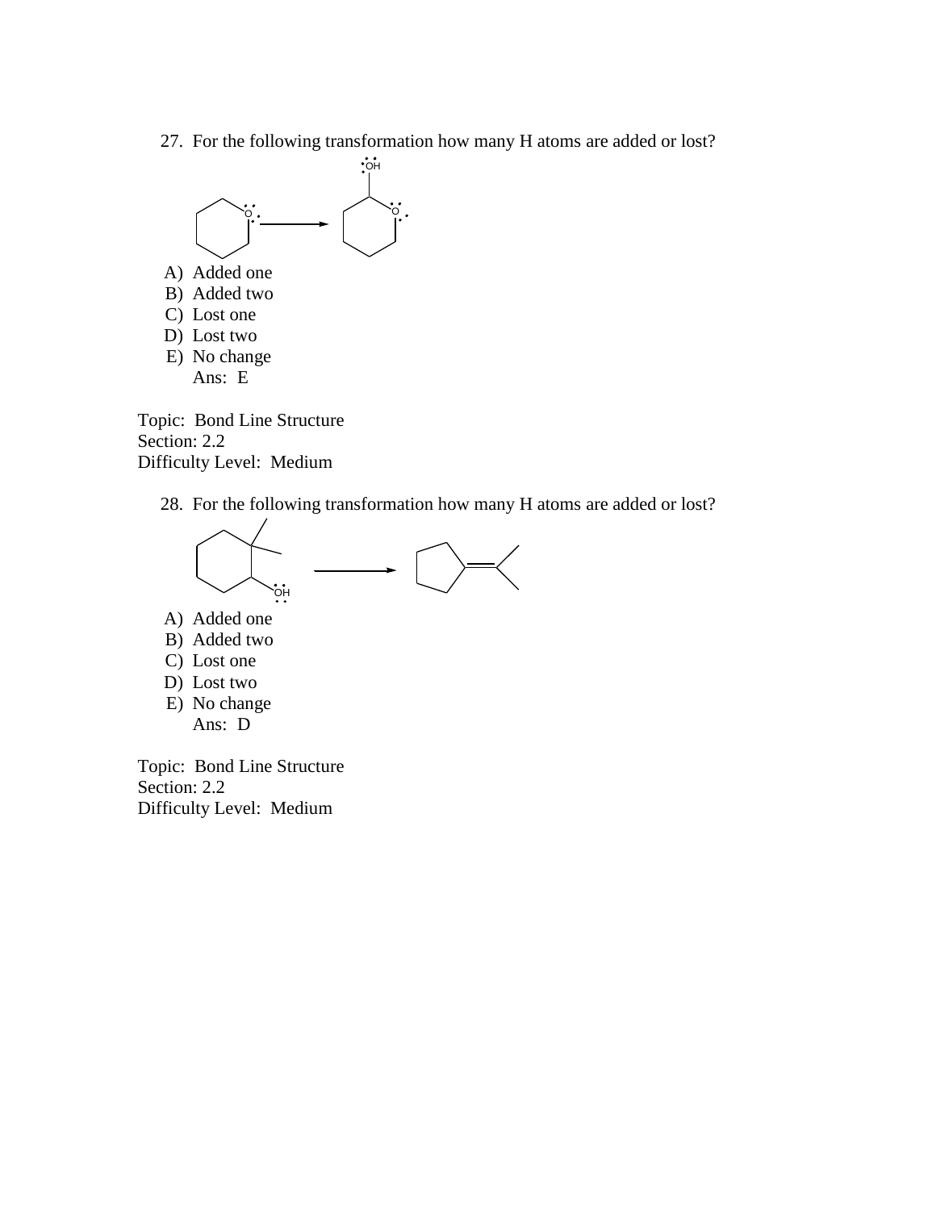27. For the following transformation how many H atoms are added or lost?

A) Added one
B) Added two
C) Lost one
D) Lost two
E) No change
Ans: E

Topic: Bond Line Structure
Section: 2.2
Difficulty Level: Medium

28. For the following transformation how many H atoms are added or lost?

A) Added one
B) Added two
C) Lost one
D) Lost two
E) No change
Ans: D

Topic: Bond Line Structure
Section: 2.2
Difficulty Level: Medium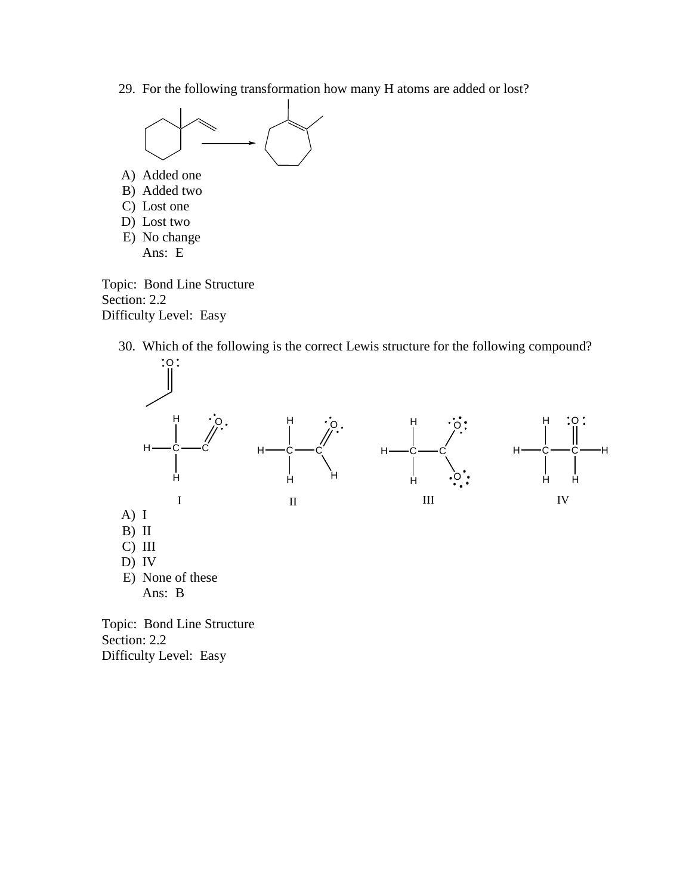29. For the following transformation how many H atoms are added or lost?

A) Added one
B) Added two
C) Lost one
D) Lost two
E) No change
Ans: E

Topic: Bond Line Structure
Section: 2.2
Difficulty Level: Easy

30. Which of the following is the correct Lewis structure for the following compound?

I II III IV

A) I
B) II
C) III
D) IV
E) None of these
Ans: B

Topic: Bond Line Structure
Section: 2.2
Difficulty Level: Easy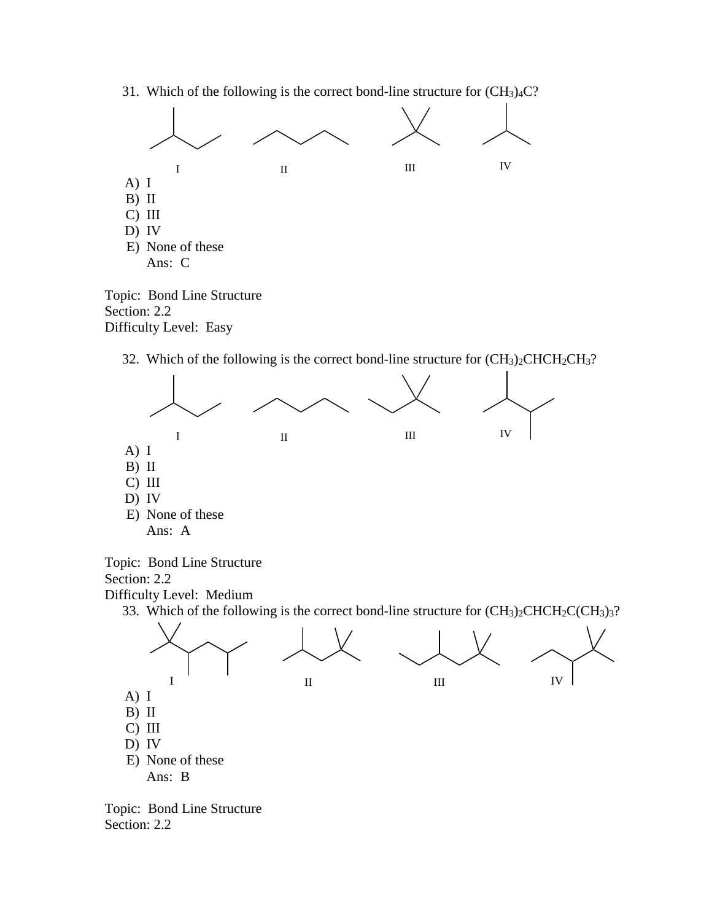31. Which of the following is the correct bond-line structure for $(CH_3)_4C$?

I II III IV

A) I
B) II
C) III
D) IV
E) None of these

Ans: C

Topic: Bond Line Structure
Section: 2.2
Difficulty Level: Easy

32. Which of the following is the correct bond-line structure for $(CH_3)_2CHCH_2CH_3$?

I II III IV

A) I
B) II
C) III
D) IV
E) None of these

Ans: A

Topic: Bond Line Structure
Section: 2.2
Difficulty Level: Medium

33. Which of the following is the correct bond-line structure for $(CH_3)_2CHCH_2C(CH_3)_3$?

I II III IV

A) I
B) II
C) III
D) IV
E) None of these

Ans: B

Topic: Bond Line Structure
Section: 2.2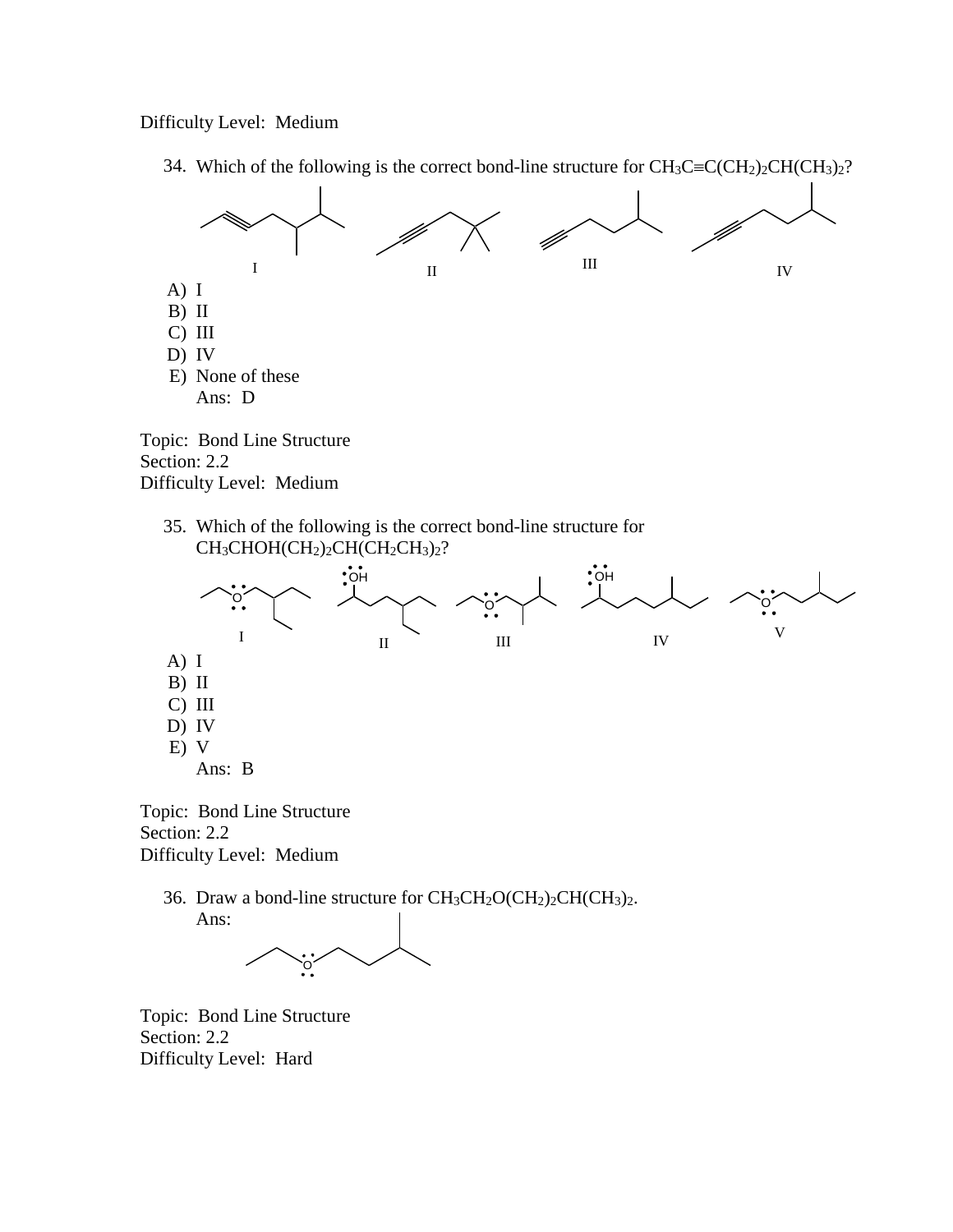Difficulty Level: Medium

34. Which of the following is the correct bond-line structure for $CH_3C{\equiv}C(CH_2)_2CH(CH_3)_2$?

I II III IV

A) I
B) II
C) III
D) IV
E) None of these

Ans: D

Topic: Bond Line Structure
Section: 2.2
Difficulty Level: Medium

35. Which of the following is the correct bond-line structure for $CH_3CHOH(CH_2)_2CH(CH_2CH_3)_2$?

I II III IV V

A) I
B) II
C) III
D) IV
E) V

Ans: B

Topic: Bond Line Structure
Section: 2.2
Difficulty Level: Medium

36. Draw a bond-line structure for $CH_3CH_2O(CH_2)_2CH(CH_3)_2$.

Ans:

Topic: Bond Line Structure
Section: 2.2
Difficulty Level: Hard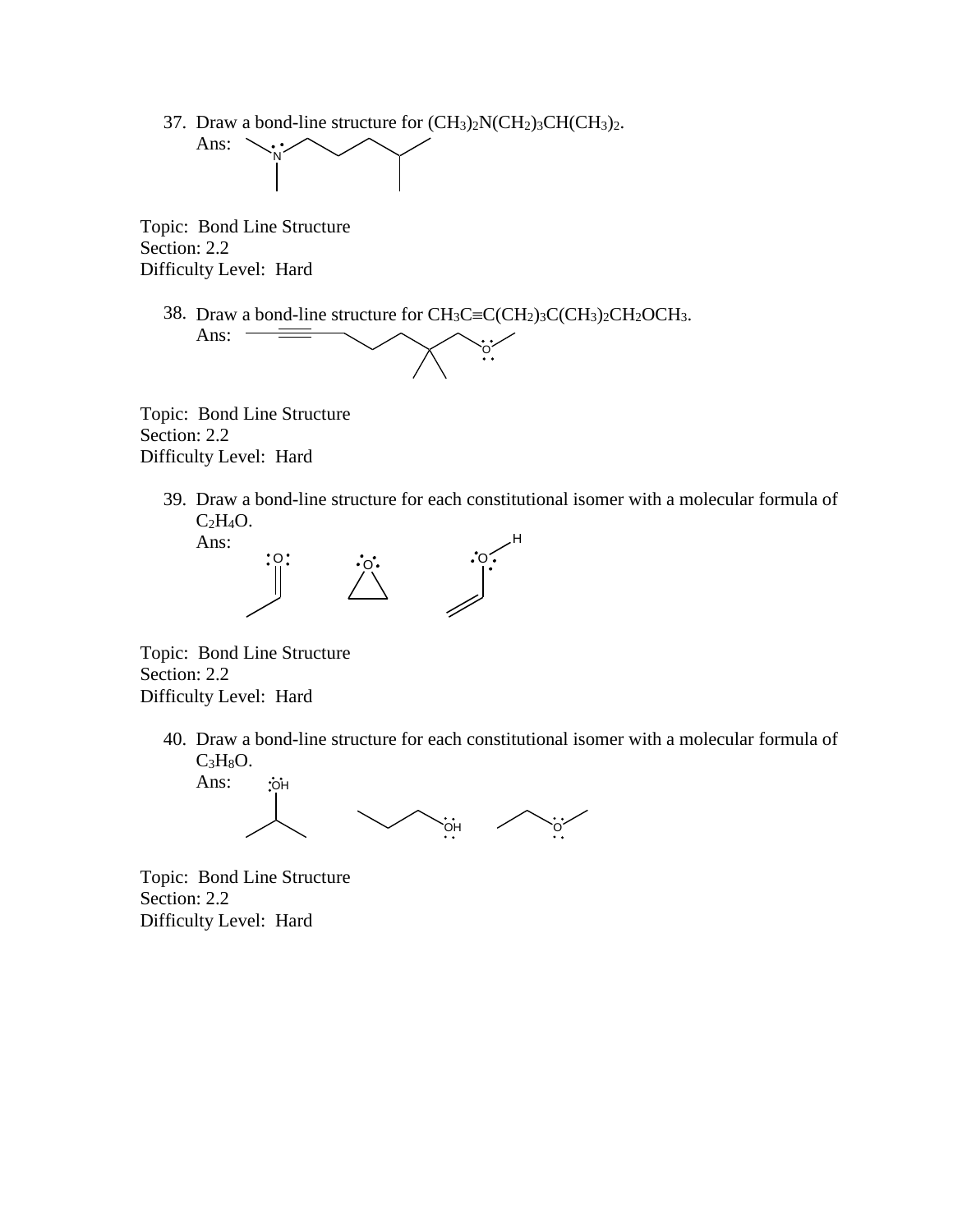37. Draw a bond-line structure for $(CH_3)_2N(CH_2)_3CH(CH_3)_2$.

    Ans:

Topic: Bond Line Structure
Section: 2.2
Difficulty Level: Hard

38. Draw a bond-line structure for $CH_3C{\equiv}C(CH_2)_3C(CH_3)_2CH_2OCH_3$.

    Ans:

Topic: Bond Line Structure
Section: 2.2
Difficulty Level: Hard

39. Draw a bond-line structure for each constitutional isomer with a molecular formula of $C_2H_4O$.

    Ans:

Topic: Bond Line Structure
Section: 2.2
Difficulty Level: Hard

40. Draw a bond-line structure for each constitutional isomer with a molecular formula of $C_3H_8O$.

    Ans:

Topic: Bond Line Structure
Section: 2.2
Difficulty Level: Hard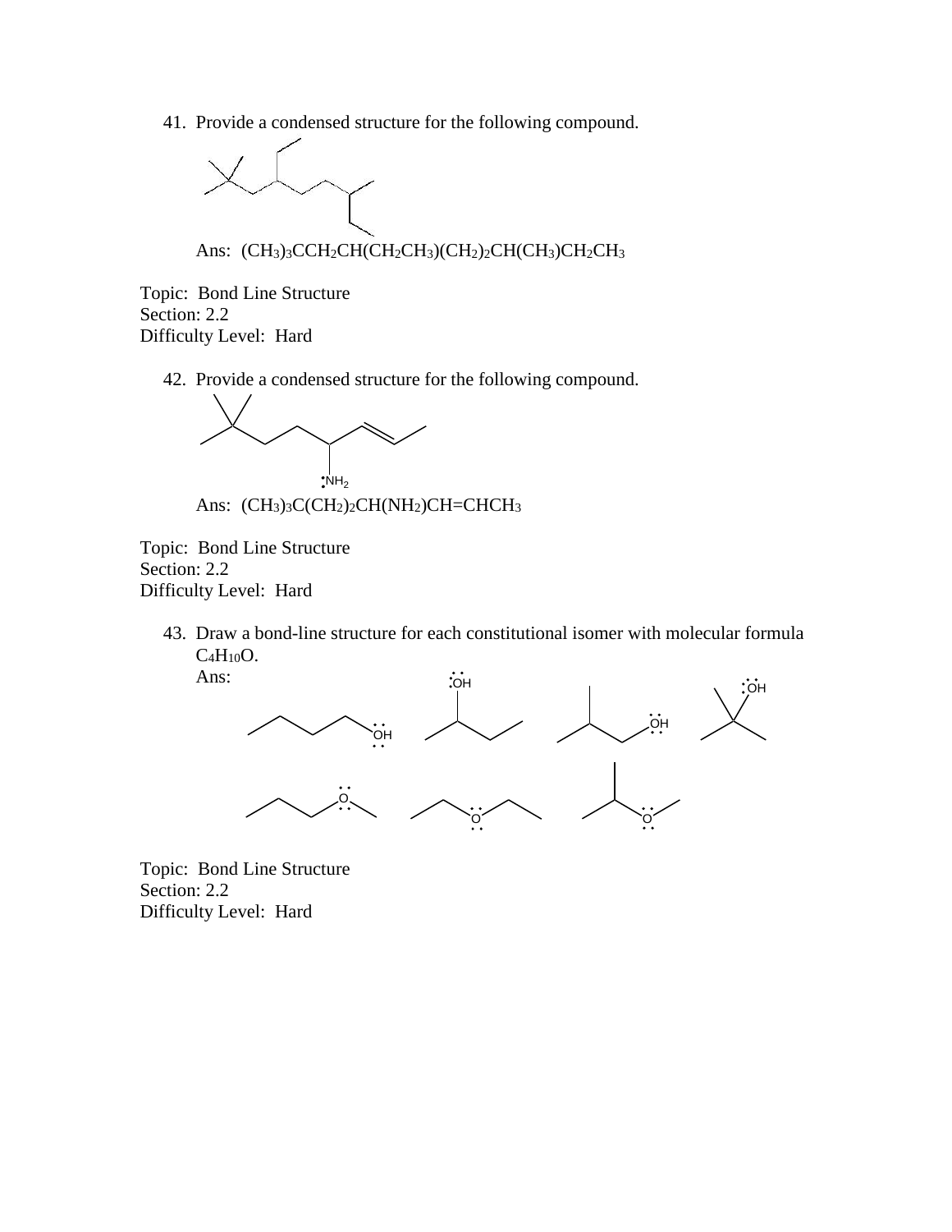41. Provide a condensed structure for the following compound.

    Ans: $(CH_3)_3CCH_2CH(CH_2CH_3)(CH_2)_2CH(CH_3)CH_2CH_3$

Topic: Bond Line Structure
Section: 2.2
Difficulty Level: Hard

42. Provide a condensed structure for the following compound.

    Ans: $(CH_3)_3C(CH_2)_2CH(NH_2)CH{=}CHCH_3$

Topic: Bond Line Structure
Section: 2.2
Difficulty Level: Hard

43. Draw a bond-line structure for each constitutional isomer with molecular formula $C_4H_{10}O$.

    Ans:

Topic: Bond Line Structure
Section: 2.2
Difficulty Level: Hard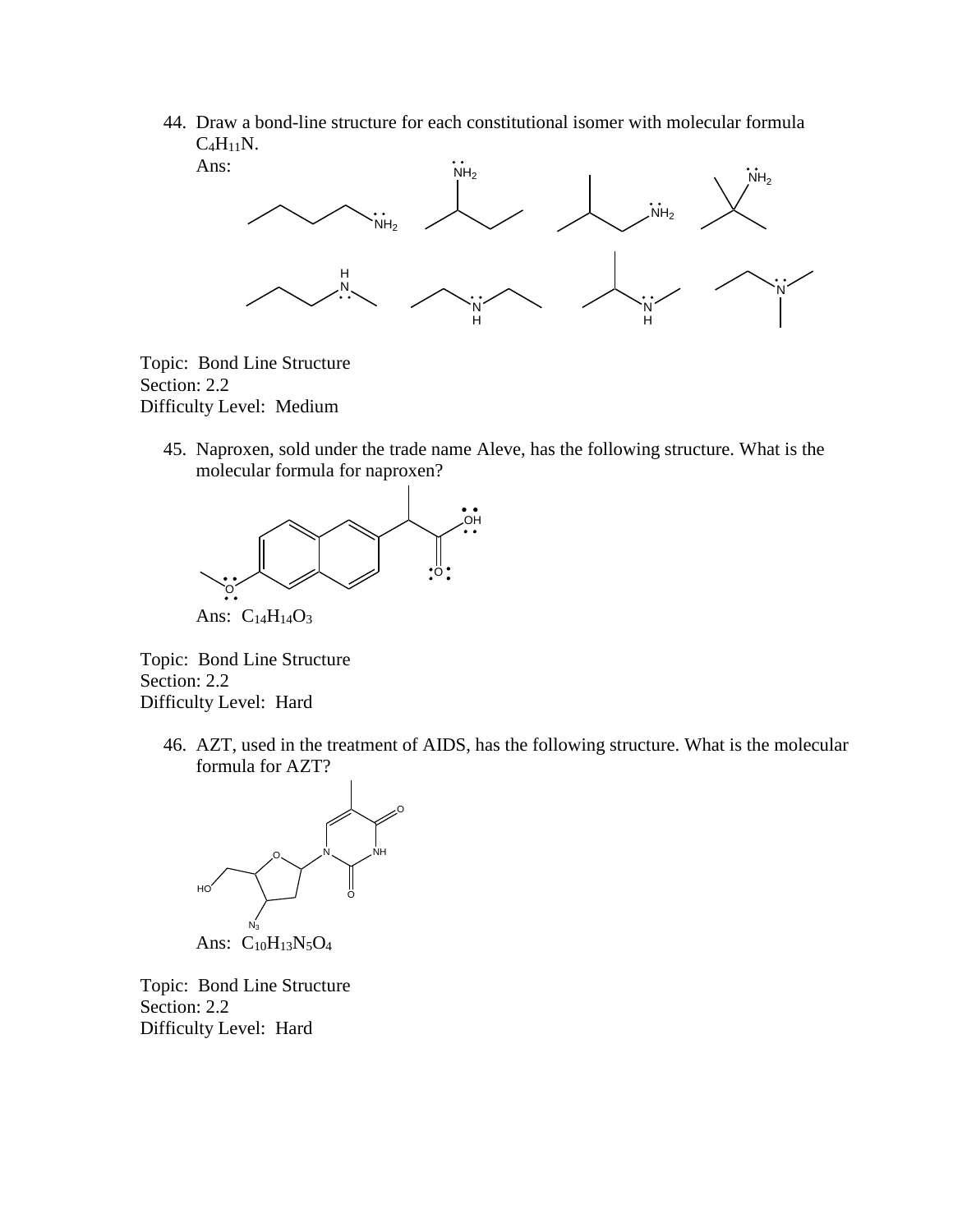44. Draw a bond-line structure for each constitutional isomer with molecular formula $C_4H_{11}N$.

 Ans:

Topic: Bond Line Structure
Section: 2.2
Difficulty Level: Medium

45. Naproxen, sold under the trade name Aleve, has the following structure. What is the molecular formula for naproxen?

 Ans: $C_{14}H_{14}O_3$

Topic: Bond Line Structure
Section: 2.2
Difficulty Level: Hard

46. AZT, used in the treatment of AIDS, has the following structure. What is the molecular formula for AZT?

 Ans: $C_{10}H_{13}N_5O_4$

Topic: Bond Line Structure
Section: 2.2
Difficulty Level: Hard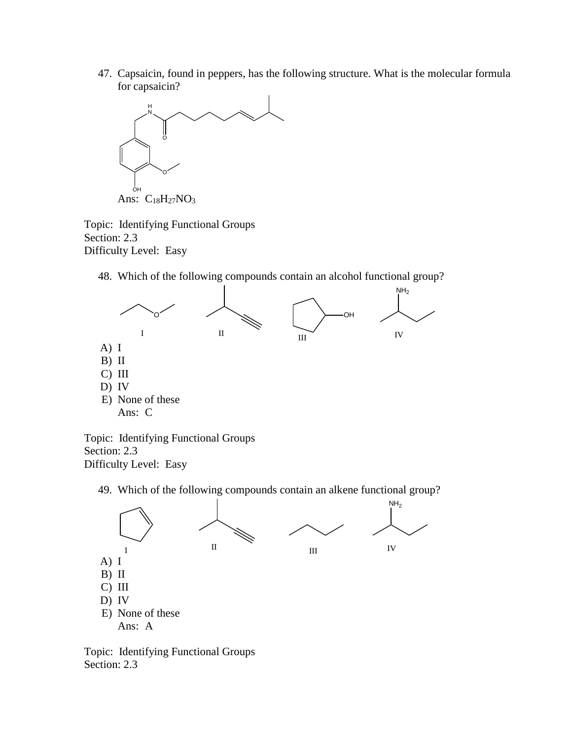47. Capsaicin, found in peppers, has the following structure. What is the molecular formula for capsaicin?

Ans: $C_{18}H_{27}NO_3$

Topic: Identifying Functional Groups
Section: 2.3
Difficulty Level: Easy

48. Which of the following compounds contain an alcohol functional group?

I II III IV

A) I
B) II
C) III
D) IV
E) None of these
Ans: C

Topic: Identifying Functional Groups
Section: 2.3
Difficulty Level: Easy

49. Which of the following compounds contain an alkene functional group?

I II III IV

A) I
B) II
C) III
D) IV
E) None of these
Ans: A

Topic: Identifying Functional Groups
Section: 2.3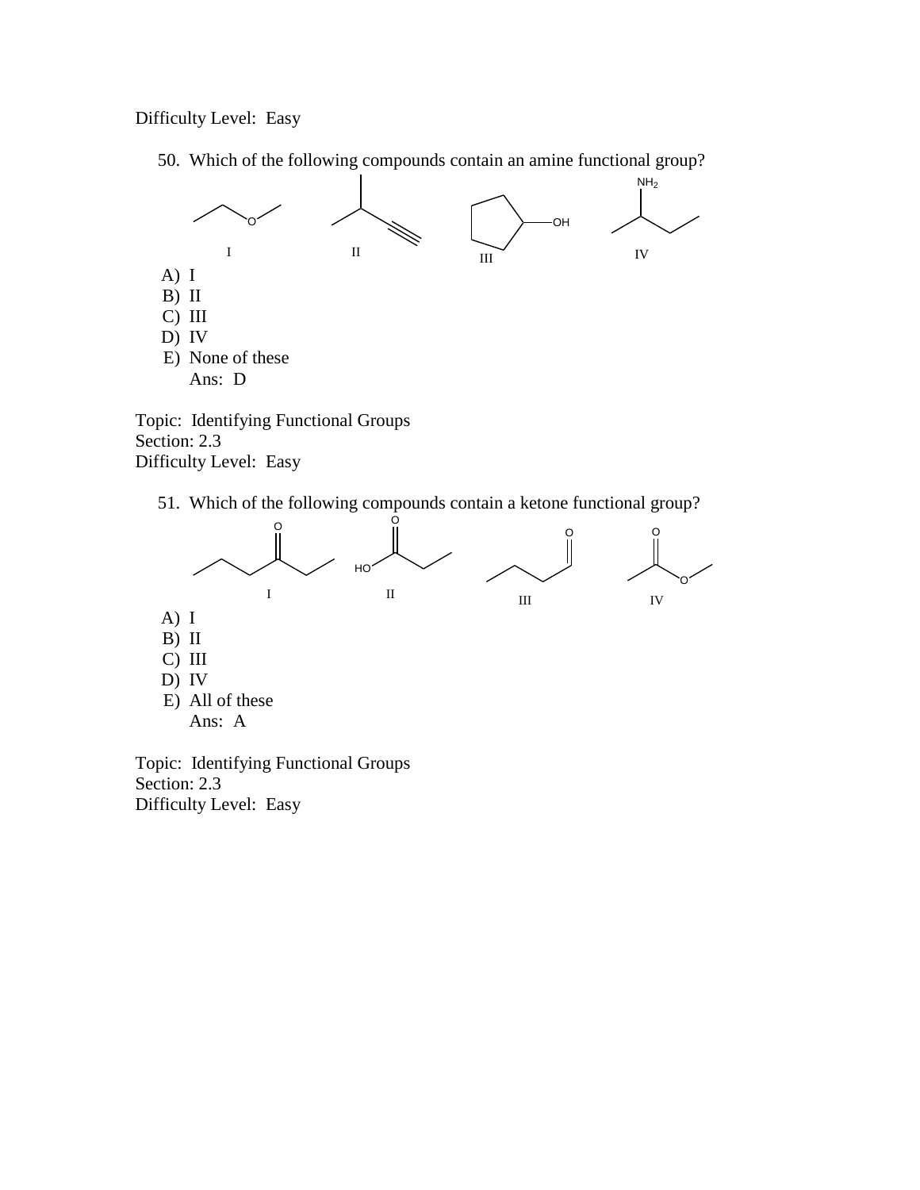Difficulty Level: Easy

50. Which of the following compounds contain an amine functional group?

I II III IV

A) I
B) II
C) III
D) IV
E) None of these

Ans: D

Topic: Identifying Functional Groups
Section: 2.3
Difficulty Level: Easy

51. Which of the following compounds contain a ketone functional group?

I II III IV

A) I
B) II
C) III
D) IV
E) All of these

Ans: A

Topic: Identifying Functional Groups
Section: 2.3
Difficulty Level: Easy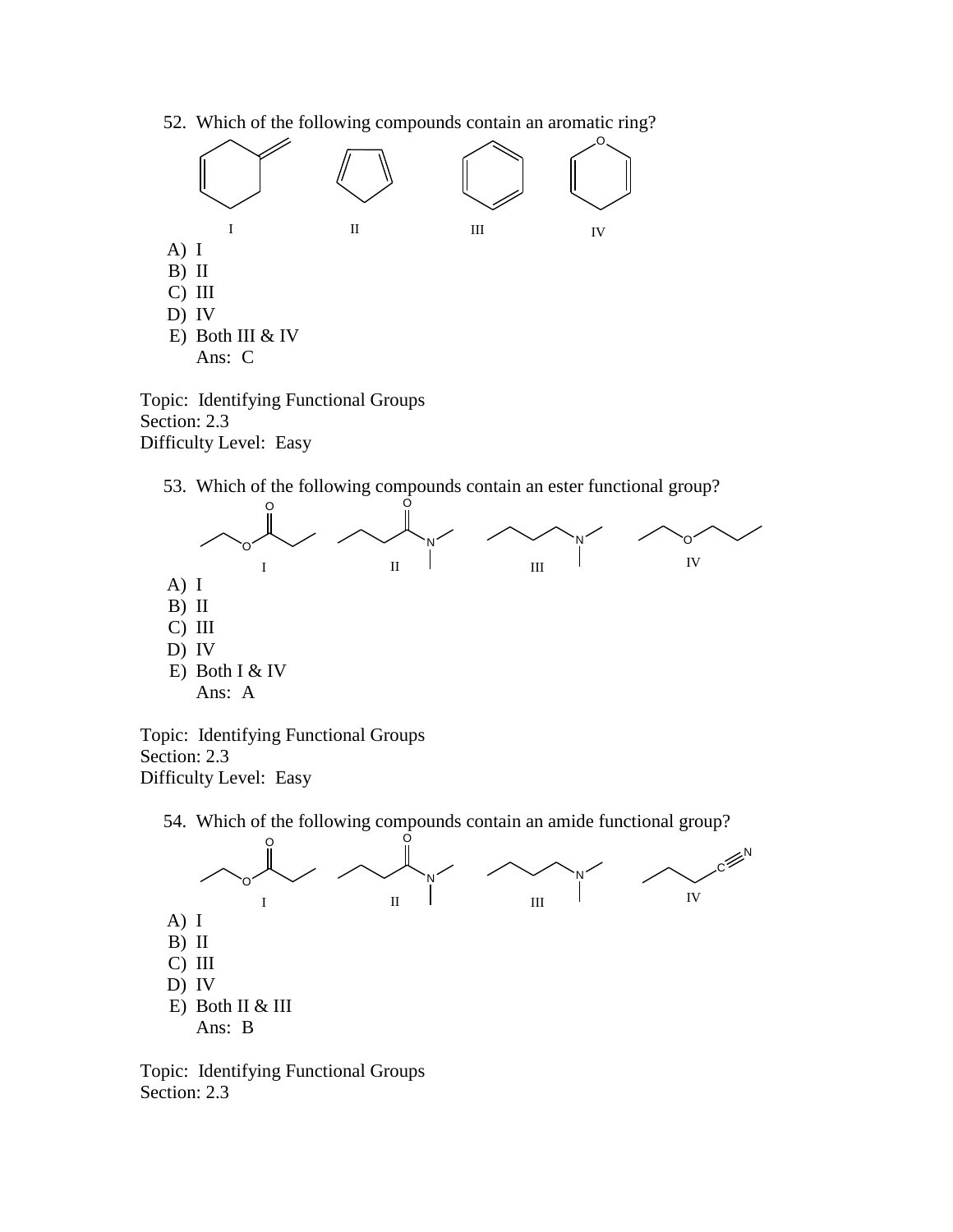52. Which of the following compounds contain an aromatic ring?

I II III IV

A) I
B) II
C) III
D) IV
E) Both III & IV

Ans: C

Topic: Identifying Functional Groups
Section: 2.3
Difficulty Level: Easy

53. Which of the following compounds contain an ester functional group?

I II III IV

A) I
B) II
C) III
D) IV
E) Both I & IV

Ans: A

Topic: Identifying Functional Groups
Section: 2.3
Difficulty Level: Easy

54. Which of the following compounds contain an amide functional group?

I II III IV

A) I
B) II
C) III
D) IV
E) Both II & III

Ans: B

Topic: Identifying Functional Groups
Section: 2.3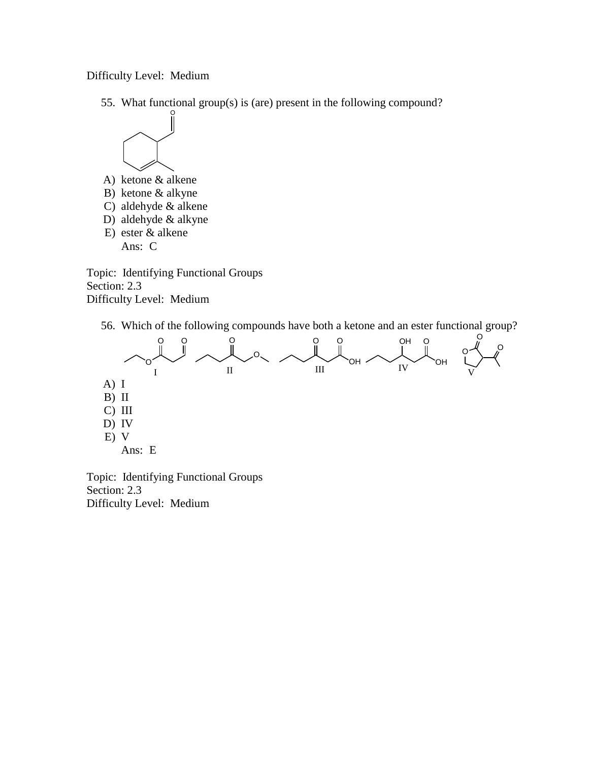Difficulty Level: Medium

55. What functional group(s) is (are) present in the following compound?

A) ketone & alkene
B) ketone & alkyne
C) aldehyde & alkene
D) aldehyde & alkyne
E) ester & alkene

Ans: C

Topic: Identifying Functional Groups
Section: 2.3
Difficulty Level: Medium

56. Which of the following compounds have both a ketone and an ester functional group?

A) I
B) II
C) III
D) IV
E) V

Ans: E

Topic: Identifying Functional Groups
Section: 2.3
Difficulty Level: Medium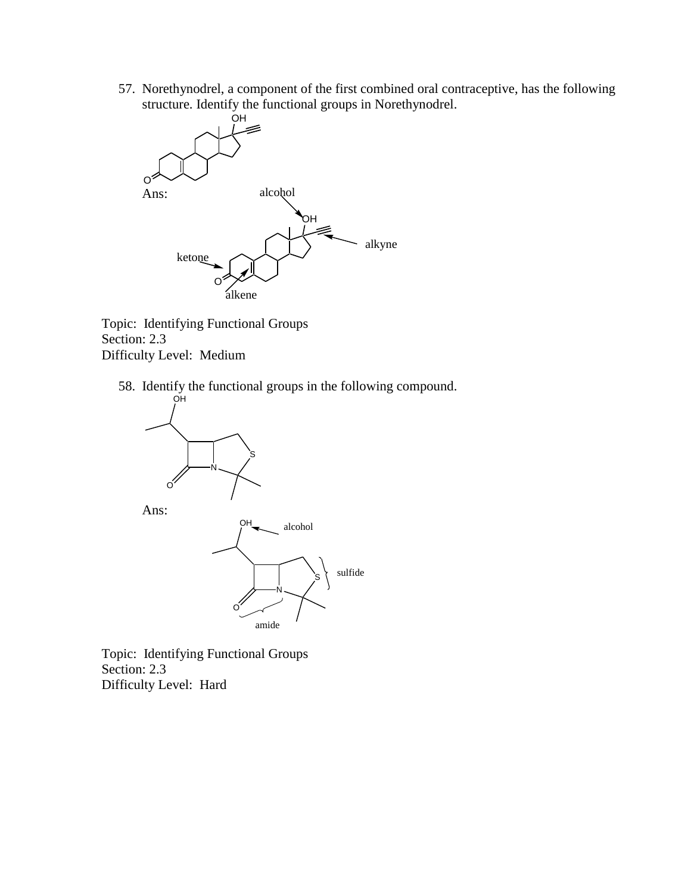57. Norethynodrel, a component of the first combined oral contraceptive, has the following structure. Identify the functional groups in Norethynodrel.

Ans:

alcohol

alkyne

ketone

alkene

Topic: Identifying Functional Groups
Section: 2.3
Difficulty Level: Medium

58. Identify the functional groups in the following compound.

Ans:

alcohol

sulfide

amide

Topic: Identifying Functional Groups
Section: 2.3
Difficulty Level: Hard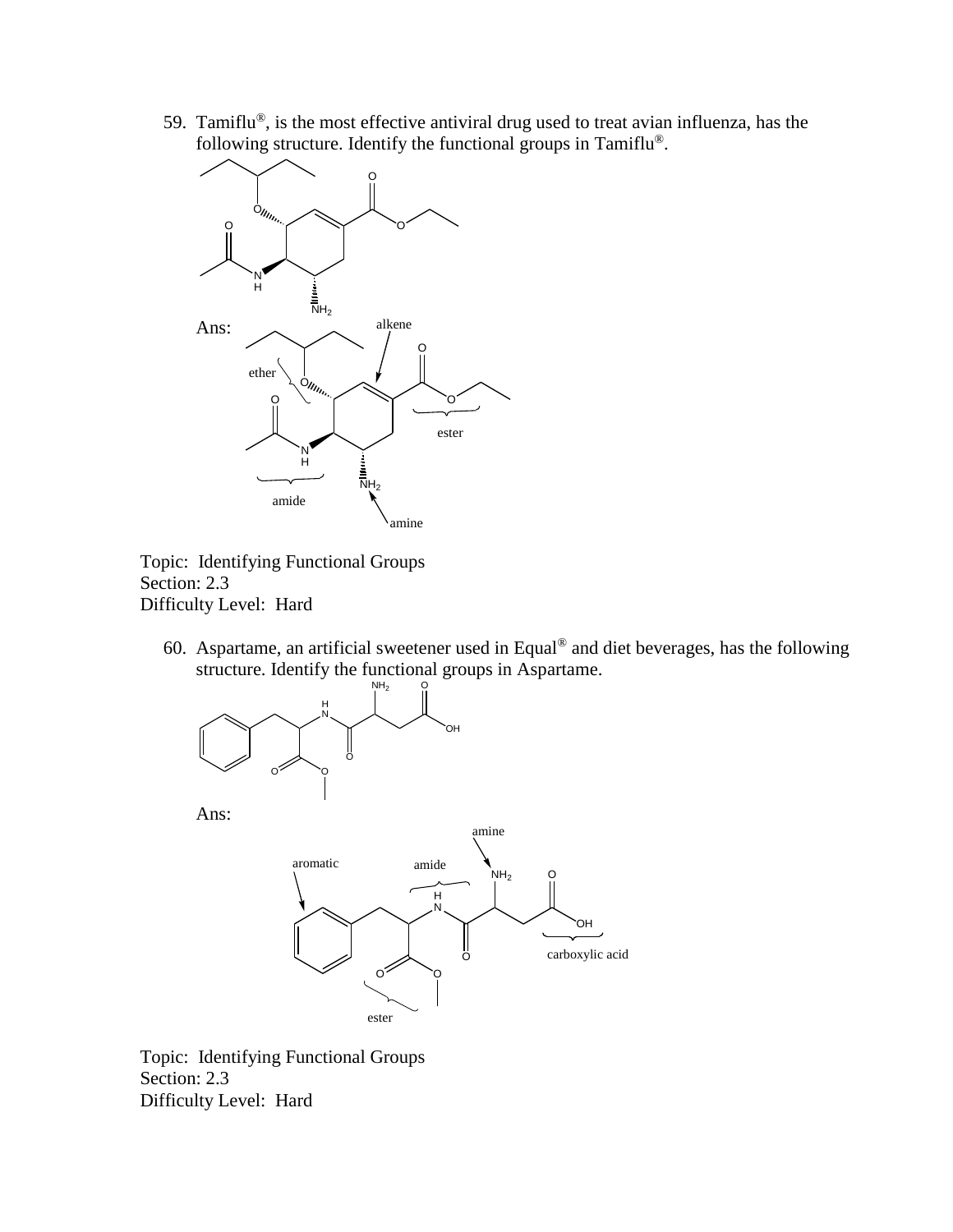59. Tamiflu®, is the most effective antiviral drug used to treat avian influenza, has the following structure. Identify the functional groups in Tamiflu®.

Ans:

Topic: Identifying Functional Groups
Section: 2.3
Difficulty Level: Hard

60. Aspartame, an artificial sweetener used in Equal® and diet beverages, has the following structure. Identify the functional groups in Aspartame.

Ans:

Topic: Identifying Functional Groups
Section: 2.3
Difficulty Level: Hard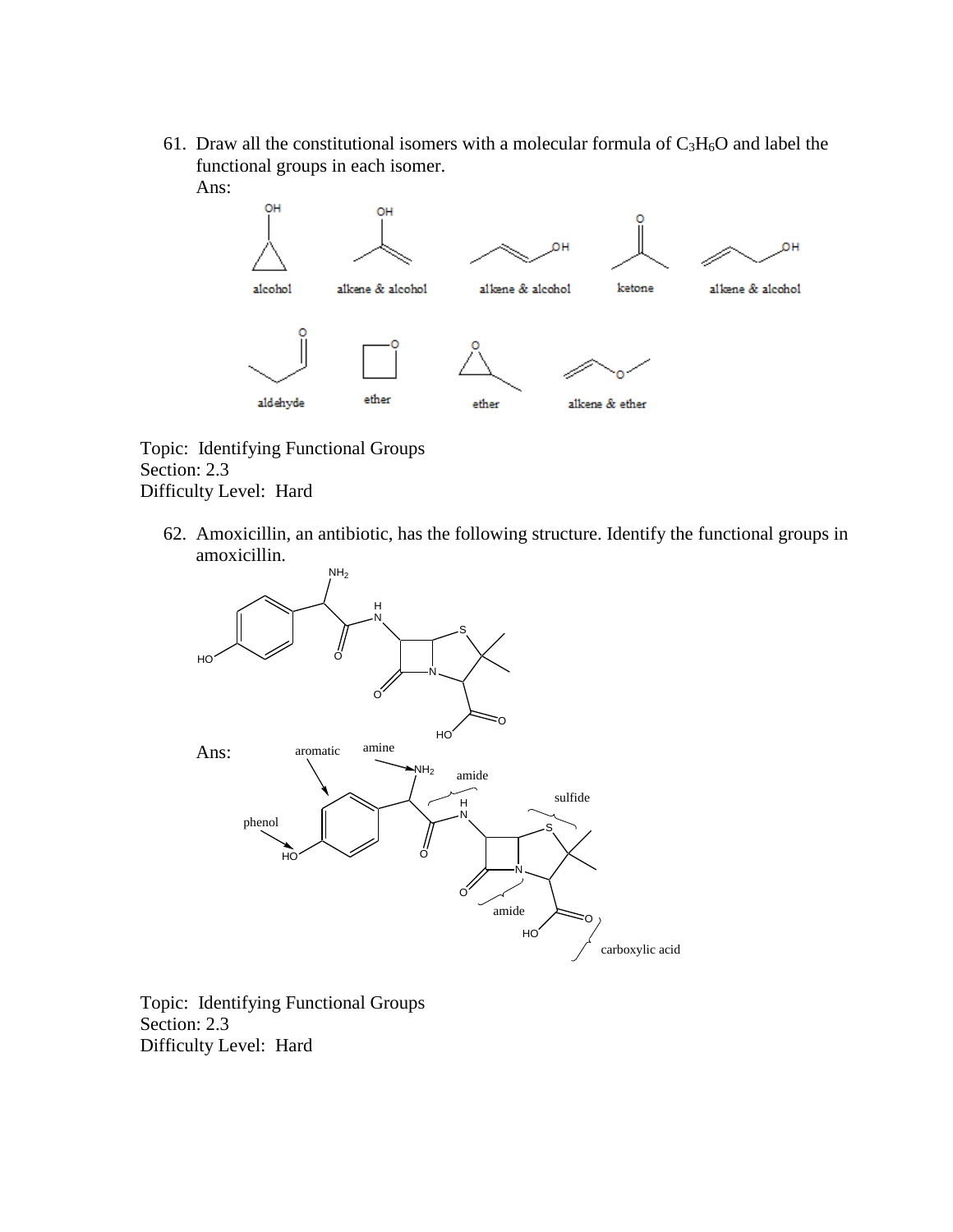61. Draw all the constitutional isomers with a molecular formula of $C_3H_6O$ and label the functional groups in each isomer.

Ans:

alcohol &nbsp;&nbsp; alkene & alcohol &nbsp;&nbsp; alkene & alcohol &nbsp;&nbsp; ketone &nbsp;&nbsp; alkene & alcohol

aldehyde &nbsp;&nbsp; ether &nbsp;&nbsp; ether &nbsp;&nbsp; alkene & ether

Topic: Identifying Functional Groups
Section: 2.3
Difficulty Level: Hard

62. Amoxicillin, an antibiotic, has the following structure. Identify the functional groups in amoxicillin.

Ans:

aromatic, amine, amide, sulfide, phenol, amide, carboxylic acid

Topic: Identifying Functional Groups
Section: 2.3
Difficulty Level: Hard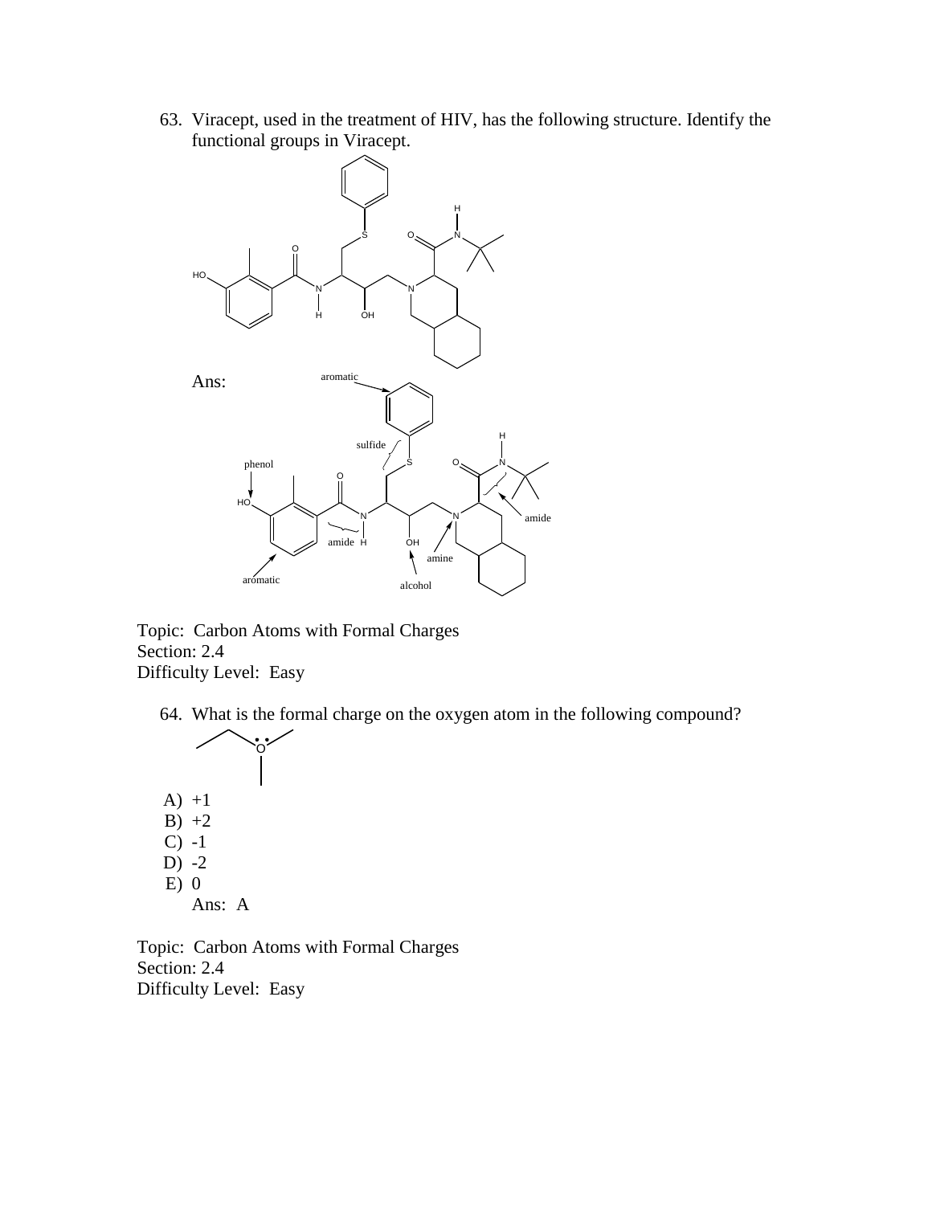63. Viracept, used in the treatment of HIV, has the following structure. Identify the functional groups in Viracept.

Ans:

aromatic

sulfide

phenol

amide

amide

amine

alcohol

aromatic

Topic: Carbon Atoms with Formal Charges
Section: 2.4
Difficulty Level: Easy

64. What is the formal charge on the oxygen atom in the following compound?

A) +1
B) +2
C) -1
D) -2
E) 0

Ans: A

Topic: Carbon Atoms with Formal Charges
Section: 2.4
Difficulty Level: Easy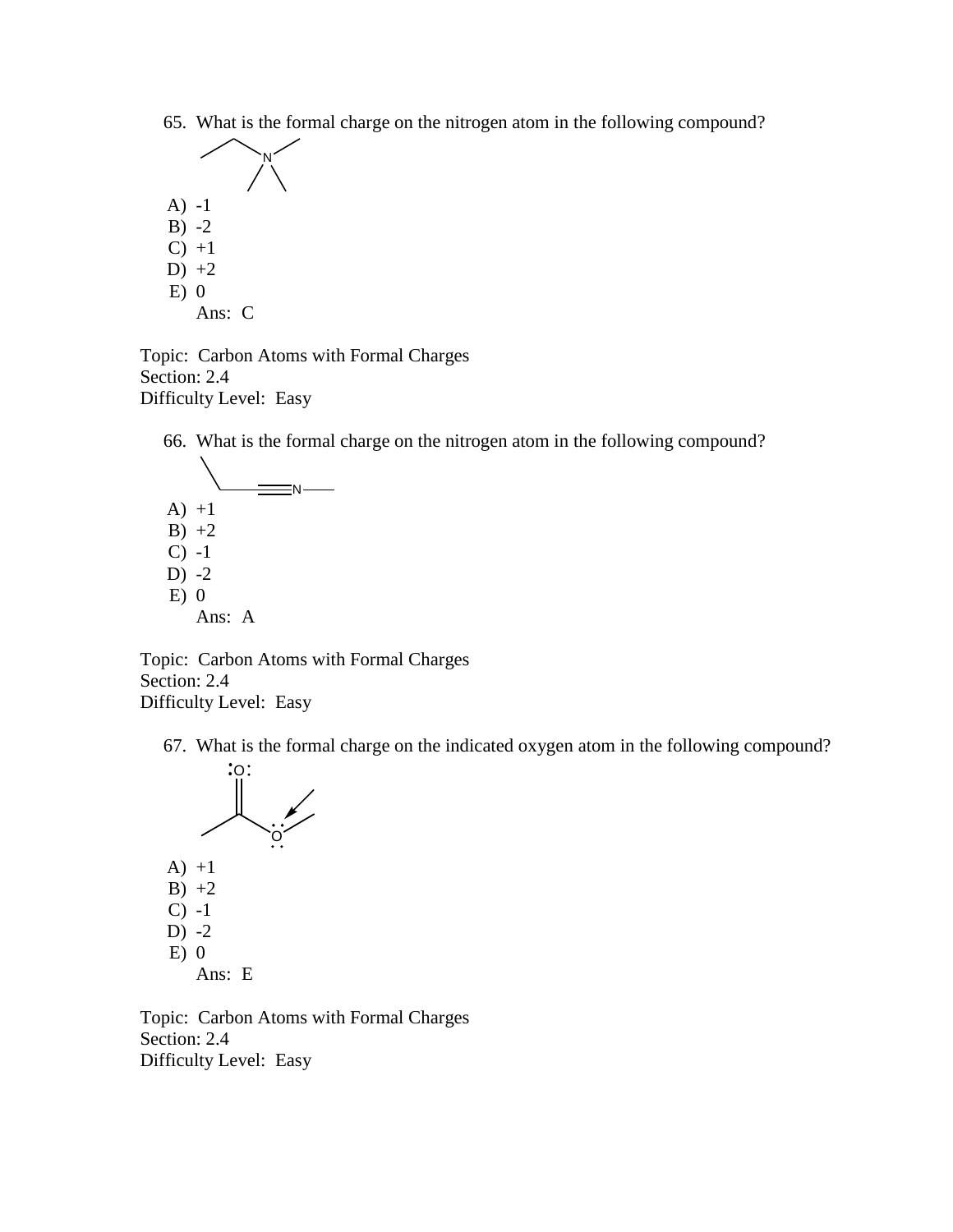65. What is the formal charge on the nitrogen atom in the following compound?

A) -1
B) -2
C) +1
D) +2
E) 0

Ans: C

Topic: Carbon Atoms with Formal Charges
Section: 2.4
Difficulty Level: Easy

66. What is the formal charge on the nitrogen atom in the following compound?

A) +1
B) +2
C) -1
D) -2
E) 0

Ans: A

Topic: Carbon Atoms with Formal Charges
Section: 2.4
Difficulty Level: Easy

67. What is the formal charge on the indicated oxygen atom in the following compound?

A) +1
B) +2
C) -1
D) -2
E) 0

Ans: E

Topic: Carbon Atoms with Formal Charges
Section: 2.4
Difficulty Level: Easy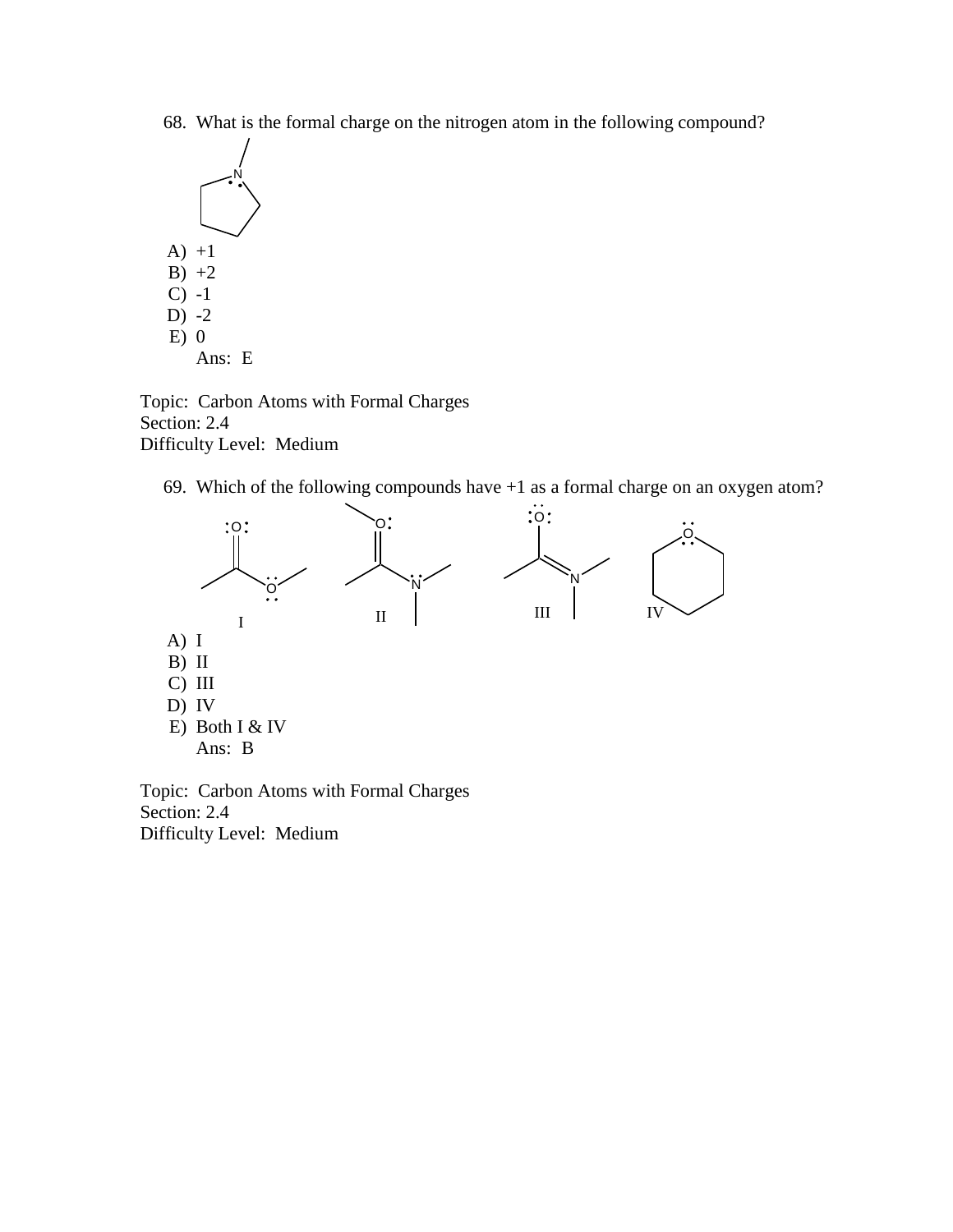68. What is the formal charge on the nitrogen atom in the following compound?

A) +1
B) +2
C) -1
D) -2
E) 0
Ans: E

Topic: Carbon Atoms with Formal Charges
Section: 2.4
Difficulty Level: Medium

69. Which of the following compounds have +1 as a formal charge on an oxygen atom?

I II III IV

A) I
B) II
C) III
D) IV
E) Both I & IV
Ans: B

Topic: Carbon Atoms with Formal Charges
Section: 2.4
Difficulty Level: Medium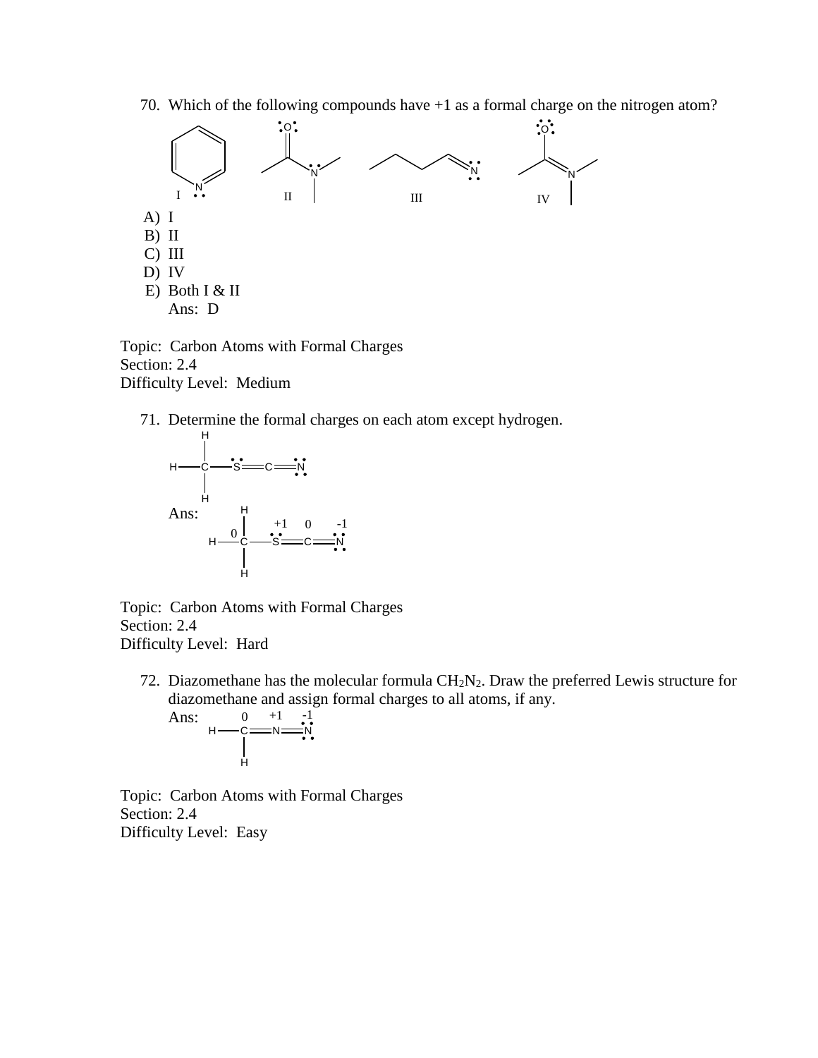70. Which of the following compounds have +1 as a formal charge on the nitrogen atom?

I II III IV

A) I
B) II
C) III
D) IV
E) Both I & II

Ans: D

Topic: Carbon Atoms with Formal Charges
Section: 2.4
Difficulty Level: Medium

71. Determine the formal charges on each atom except hydrogen.

Ans:

0 +1 0 -1

Topic: Carbon Atoms with Formal Charges
Section: 2.4
Difficulty Level: Hard

72. Diazomethane has the molecular formula $CH_2N_2$. Draw the preferred Lewis structure for diazomethane and assign formal charges to all atoms, if any.

Ans:

0 +1 -1

Topic: Carbon Atoms with Formal Charges
Section: 2.4
Difficulty Level: Easy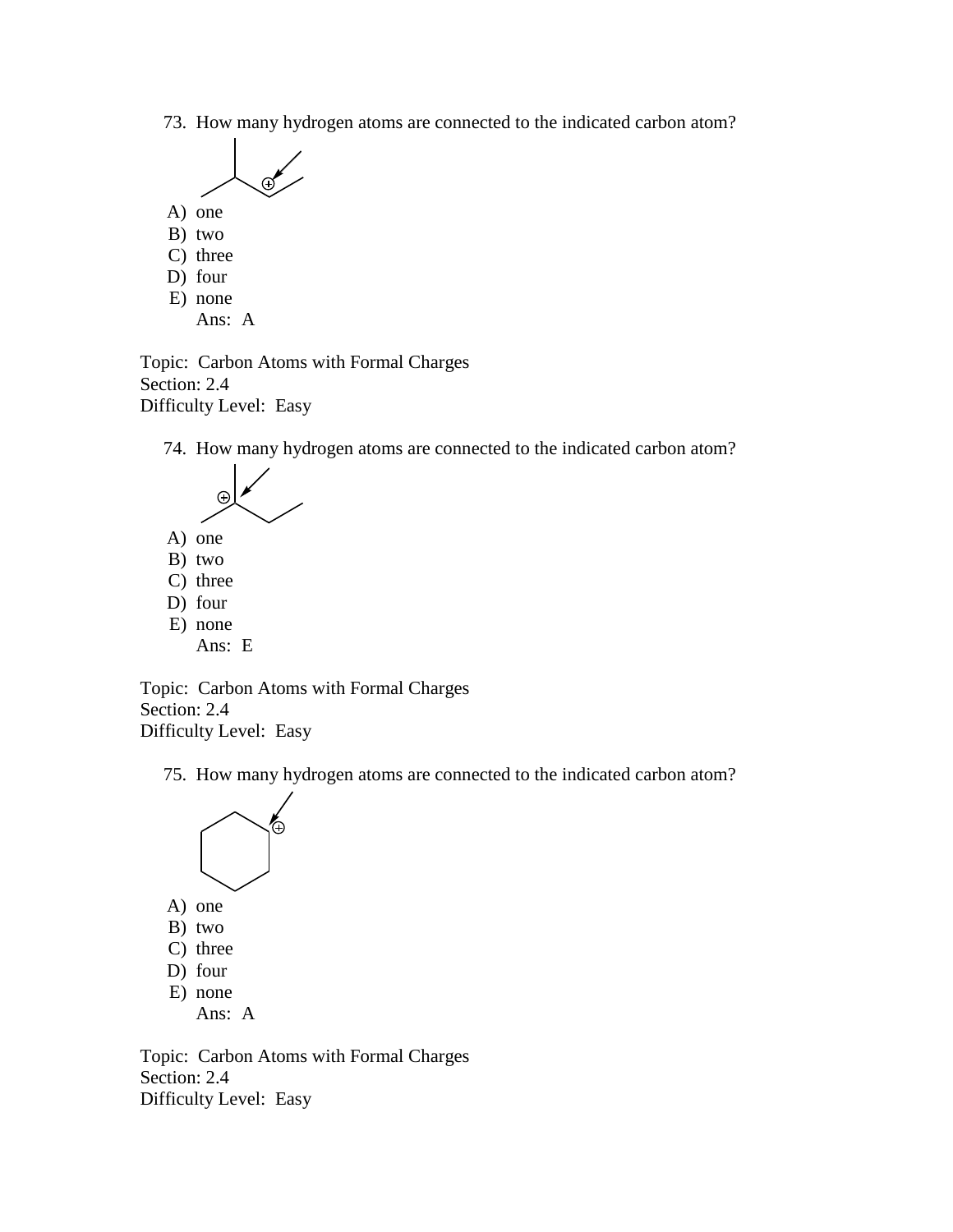73. How many hydrogen atoms are connected to the indicated carbon atom?

A) one
B) two
C) three
D) four
E) none
Ans: A

Topic: Carbon Atoms with Formal Charges
Section: 2.4
Difficulty Level: Easy

74. How many hydrogen atoms are connected to the indicated carbon atom?

A) one
B) two
C) three
D) four
E) none
Ans: E

Topic: Carbon Atoms with Formal Charges
Section: 2.4
Difficulty Level: Easy

75. How many hydrogen atoms are connected to the indicated carbon atom?

A) one
B) two
C) three
D) four
E) none
Ans: A

Topic: Carbon Atoms with Formal Charges
Section: 2.4
Difficulty Level: Easy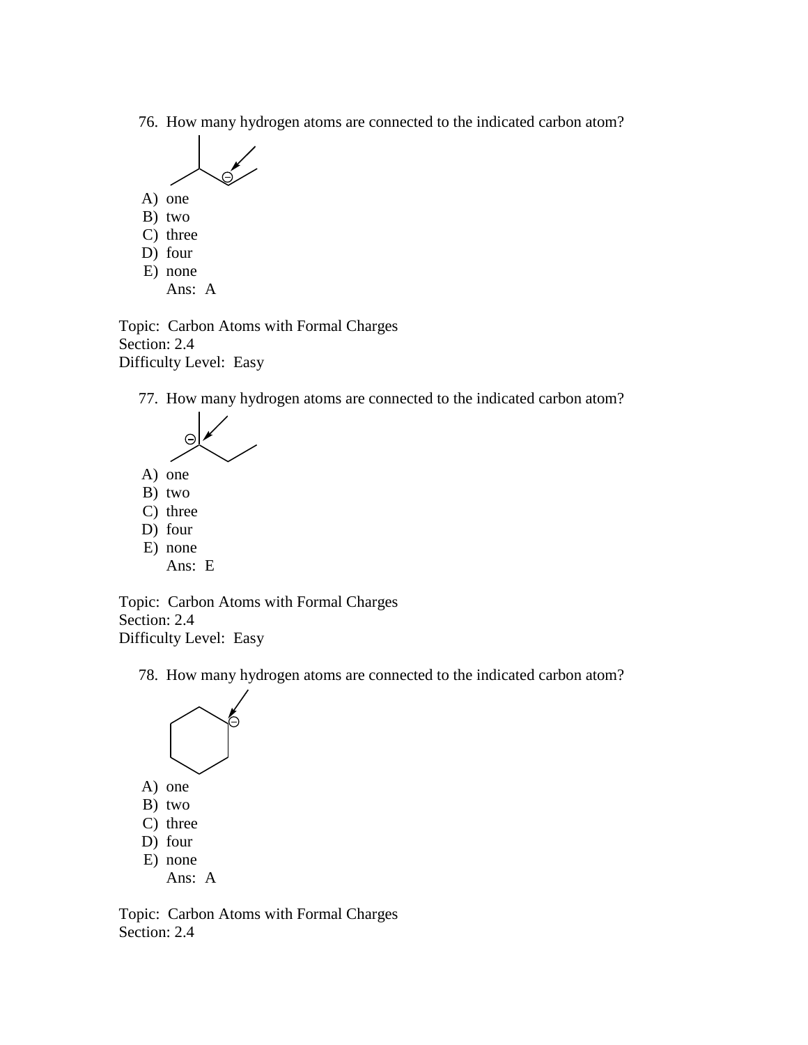76. How many hydrogen atoms are connected to the indicated carbon atom?

- A) one
- B) two
- C) three
- D) four
- E) none

Ans: A

Topic: Carbon Atoms with Formal Charges
Section: 2.4
Difficulty Level: Easy

77. How many hydrogen atoms are connected to the indicated carbon atom?

- A) one
- B) two
- C) three
- D) four
- E) none

Ans: E

Topic: Carbon Atoms with Formal Charges
Section: 2.4
Difficulty Level: Easy

78. How many hydrogen atoms are connected to the indicated carbon atom?

- A) one
- B) two
- C) three
- D) four
- E) none

Ans: A

Topic: Carbon Atoms with Formal Charges
Section: 2.4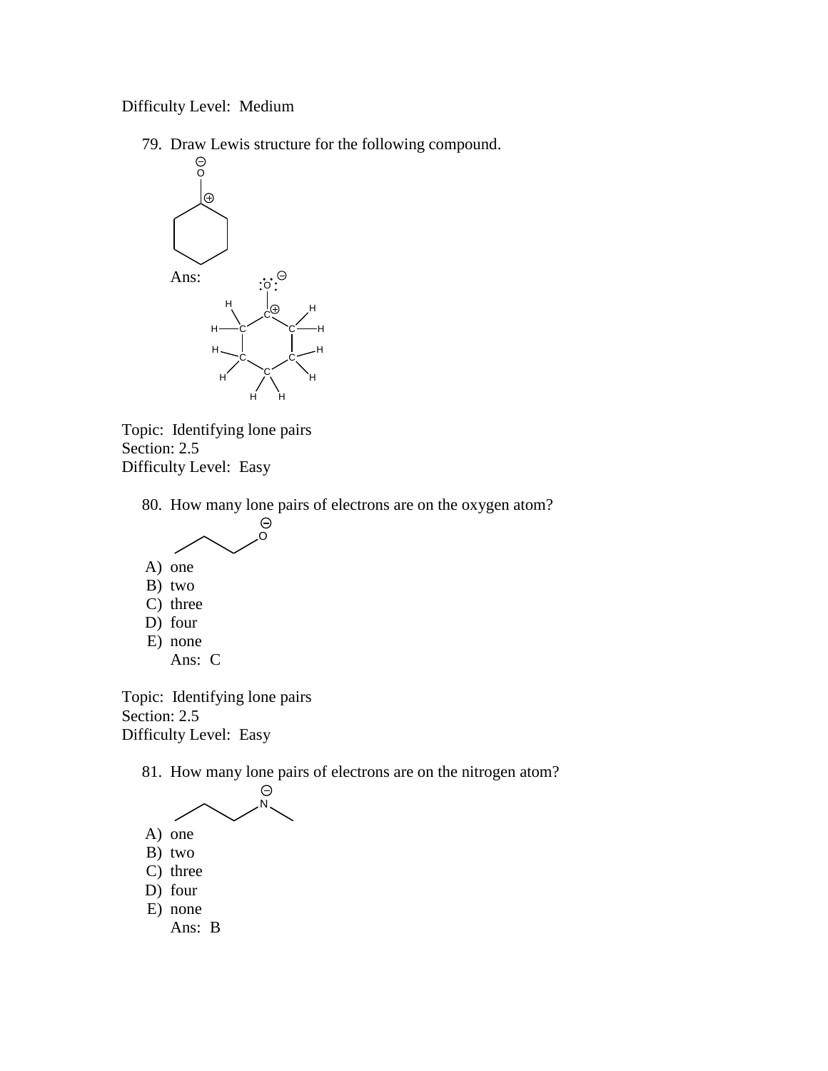Difficulty Level: Medium

79. Draw Lewis structure for the following compound.

Ans:

Topic: Identifying lone pairs
Section: 2.5
Difficulty Level: Easy

80. How many lone pairs of electrons are on the oxygen atom?

A) one
B) two
C) three
D) four
E) none

Ans: C

Topic: Identifying lone pairs
Section: 2.5
Difficulty Level: Easy

81. How many lone pairs of electrons are on the nitrogen atom?

A) one
B) two
C) three
D) four
E) none

Ans: B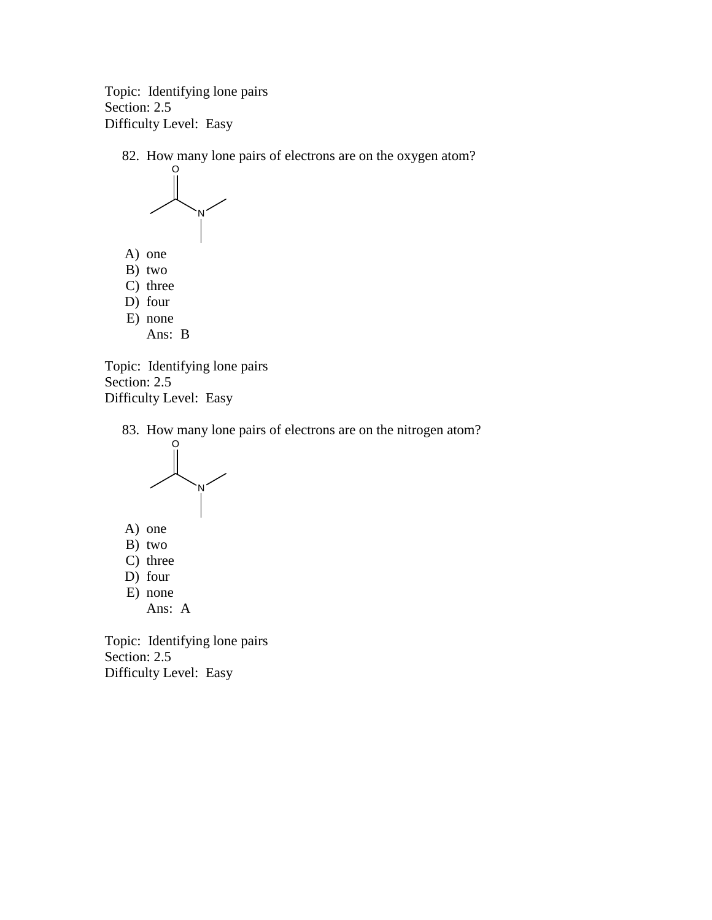Topic: Identifying lone pairs
Section: 2.5
Difficulty Level: Easy

82. How many lone pairs of electrons are on the oxygen atom?

A) one
B) two
C) three
D) four
E) none
Ans: B

Topic: Identifying lone pairs
Section: 2.5
Difficulty Level: Easy

83. How many lone pairs of electrons are on the nitrogen atom?

A) one
B) two
C) three
D) four
E) none
Ans: A

Topic: Identifying lone pairs
Section: 2.5
Difficulty Level: Easy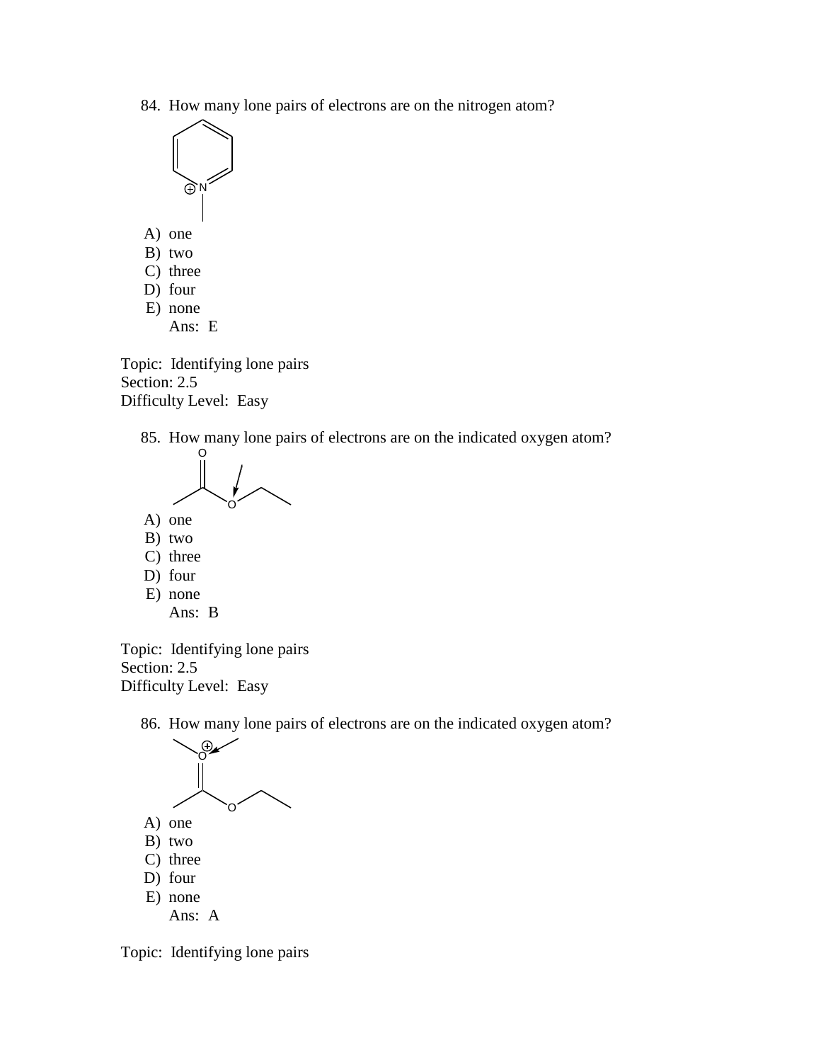84. How many lone pairs of electrons are on the nitrogen atom?

A) one
B) two
C) three
D) four
E) none
Ans: E

Topic: Identifying lone pairs
Section: 2.5
Difficulty Level: Easy

85. How many lone pairs of electrons are on the indicated oxygen atom?

A) one
B) two
C) three
D) four
E) none
Ans: B

Topic: Identifying lone pairs
Section: 2.5
Difficulty Level: Easy

86. How many lone pairs of electrons are on the indicated oxygen atom?

A) one
B) two
C) three
D) four
E) none
Ans: A

Topic: Identifying lone pairs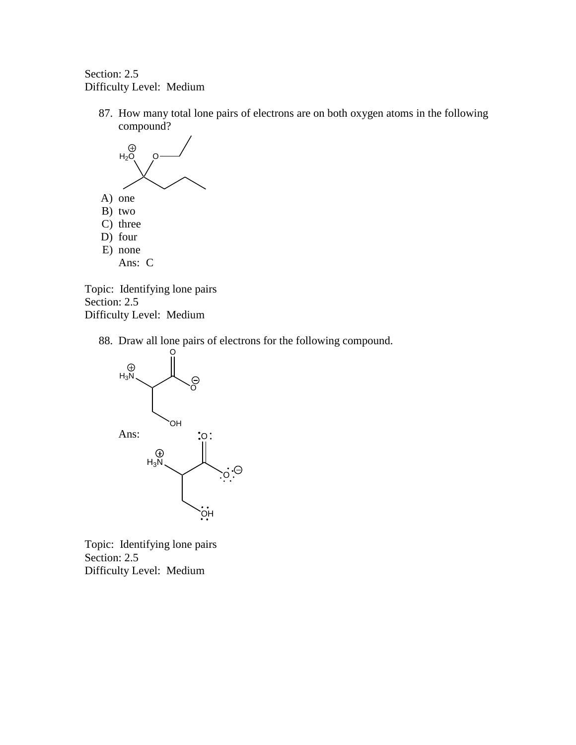Section: 2.5
Difficulty Level: Medium

87. How many total lone pairs of electrons are on both oxygen atoms in the following compound?

 A) one
 B) two
 C) three
 D) four
 E) none
 Ans: C

Topic: Identifying lone pairs
Section: 2.5
Difficulty Level: Medium

88. Draw all lone pairs of electrons for the following compound.

 Ans:

Topic: Identifying lone pairs
Section: 2.5
Difficulty Level: Medium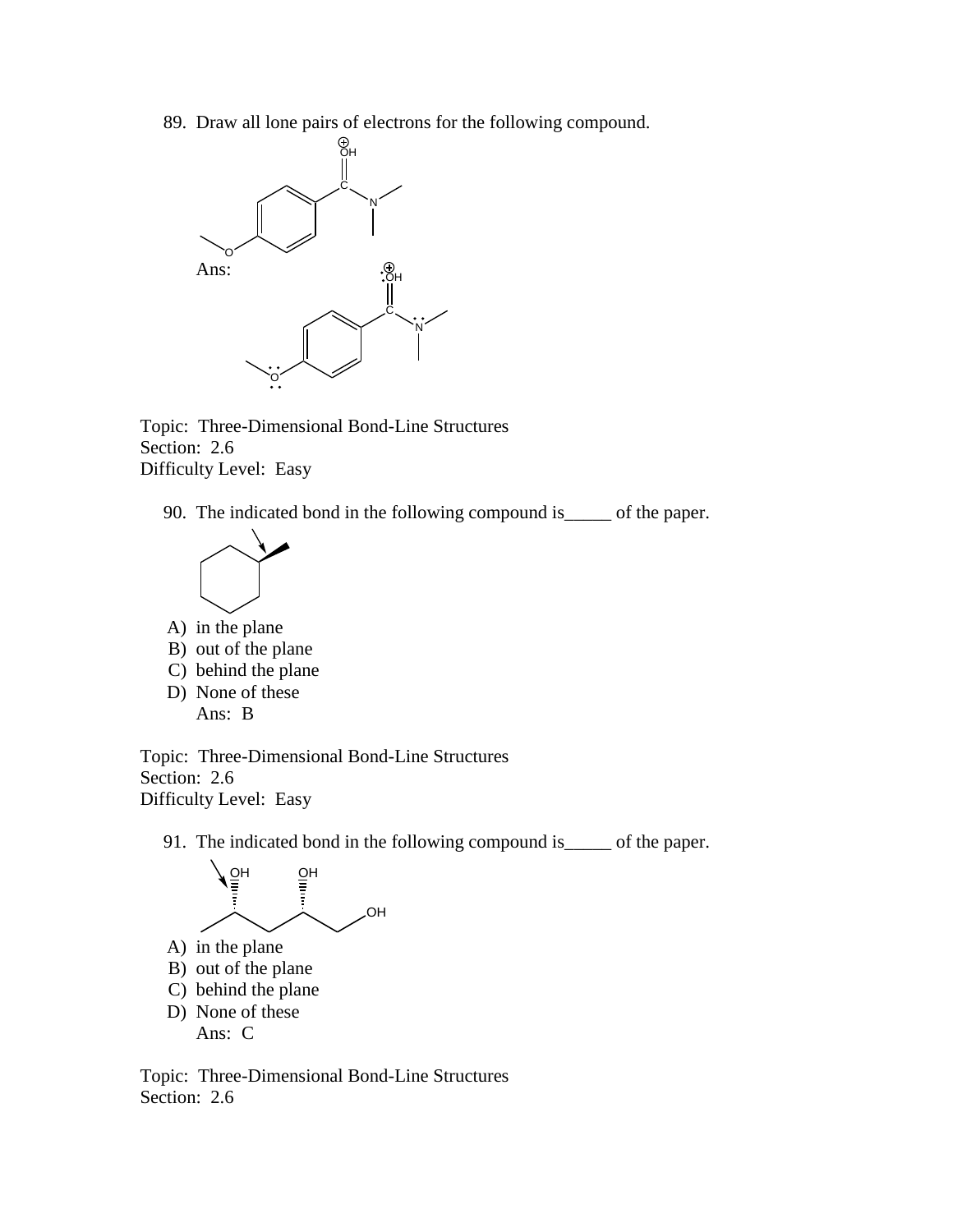89. Draw all lone pairs of electrons for the following compound.

Ans:

Topic: Three-Dimensional Bond-Line Structures
Section: 2.6
Difficulty Level: Easy

90. The indicated bond in the following compound is_____ of the paper.

A) in the plane
B) out of the plane
C) behind the plane
D) None of these
Ans: B

Topic: Three-Dimensional Bond-Line Structures
Section: 2.6
Difficulty Level: Easy

91. The indicated bond in the following compound is_____ of the paper.

A) in the plane
B) out of the plane
C) behind the plane
D) None of these
Ans: C

Topic: Three-Dimensional Bond-Line Structures
Section: 2.6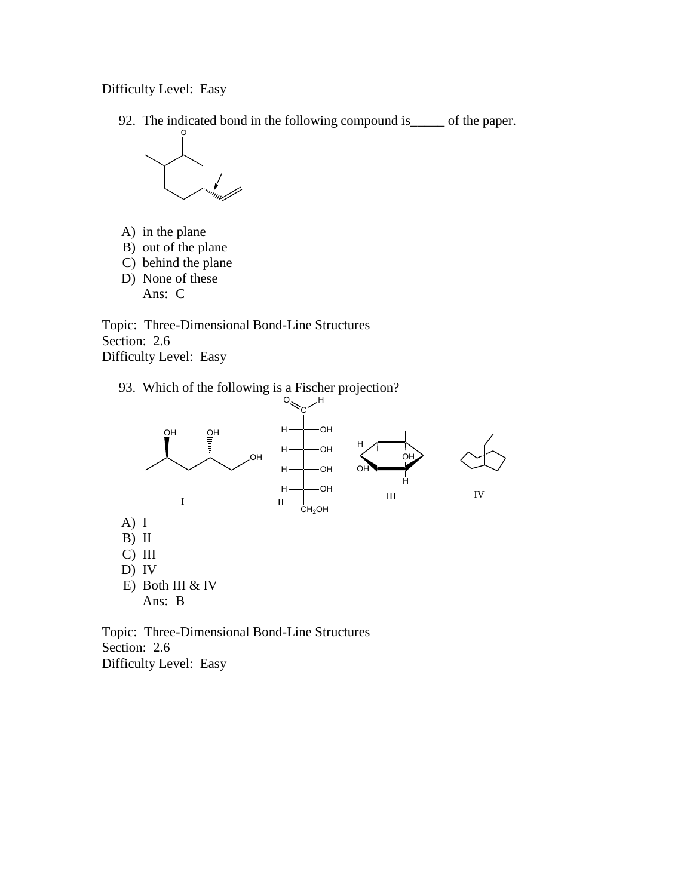Difficulty Level: Easy

92. The indicated bond in the following compound is_____ of the paper.

A) in the plane
B) out of the plane
C) behind the plane
D) None of these

Ans: C

Topic: Three-Dimensional Bond-Line Structures
Section: 2.6
Difficulty Level: Easy

93. Which of the following is a Fischer projection?

A) I
B) II
C) III
D) IV
E) Both III & IV

Ans: B

Topic: Three-Dimensional Bond-Line Structures
Section: 2.6
Difficulty Level: Easy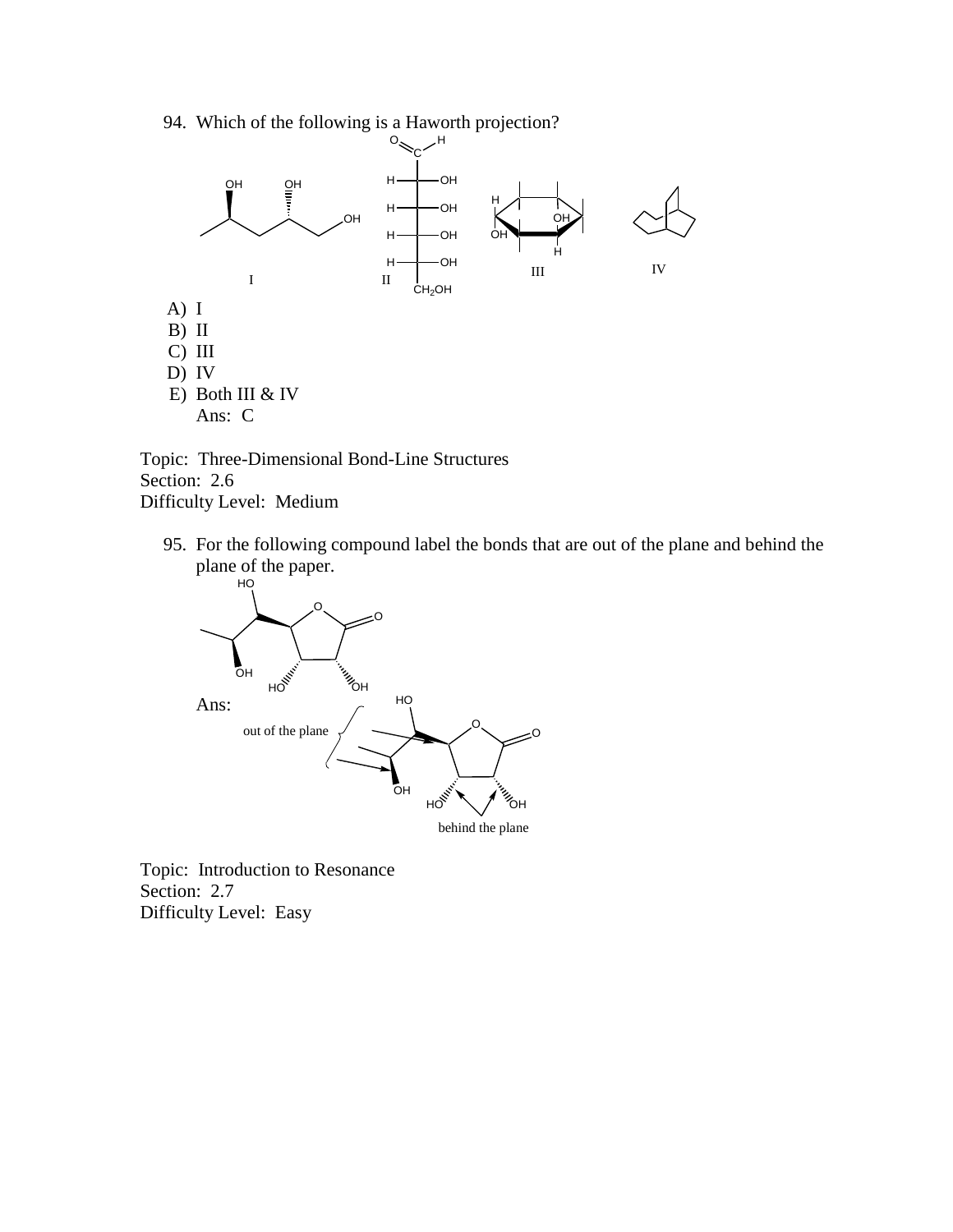94. Which of the following is a Haworth projection?

I II III IV

A) I
B) II
C) III
D) IV
E) Both III & IV

Ans: C

Topic: Three-Dimensional Bond-Line Structures
Section: 2.6
Difficulty Level: Medium

95. For the following compound label the bonds that are out of the plane and behind the plane of the paper.

Ans:

out of the plane

behind the plane

Topic: Introduction to Resonance
Section: 2.7
Difficulty Level: Easy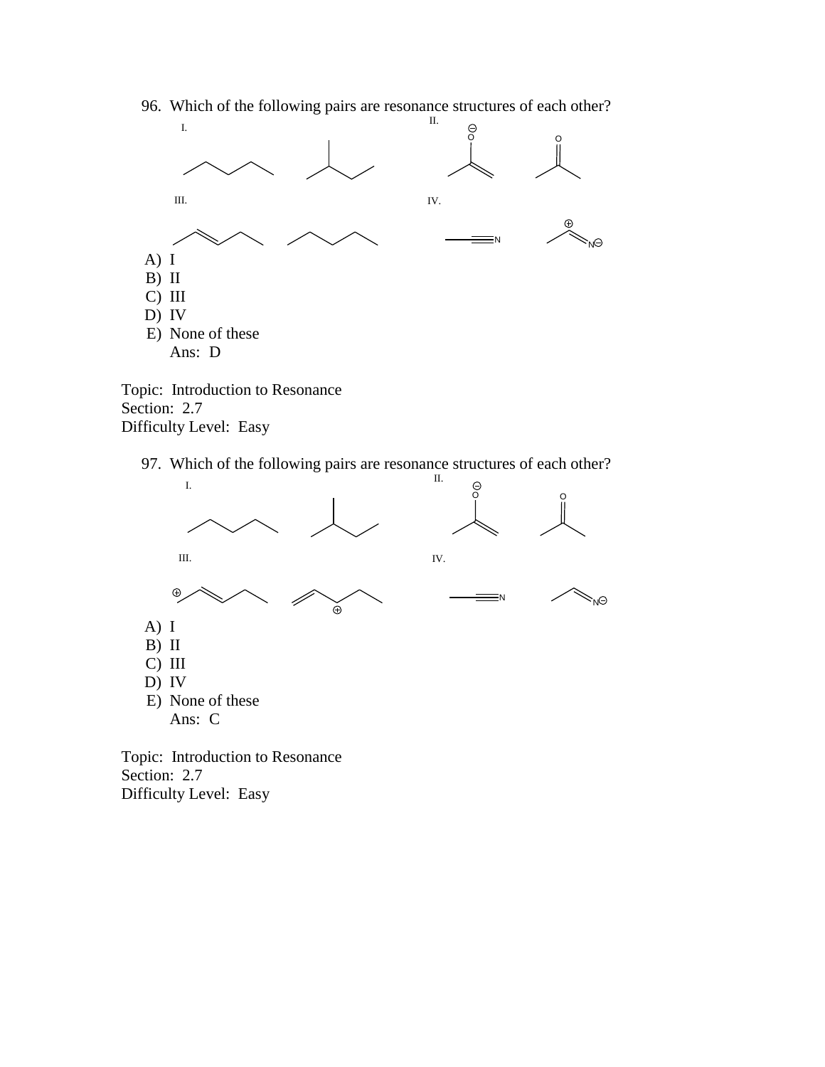96. Which of the following pairs are resonance structures of each other?

I. II. III. IV.

A) I
B) II
C) III
D) IV
E) None of these

Ans: D

Topic: Introduction to Resonance
Section: 2.7
Difficulty Level: Easy

97. Which of the following pairs are resonance structures of each other?

I. II. III. IV.

A) I
B) II
C) III
D) IV
E) None of these

Ans: C

Topic: Introduction to Resonance
Section: 2.7
Difficulty Level: Easy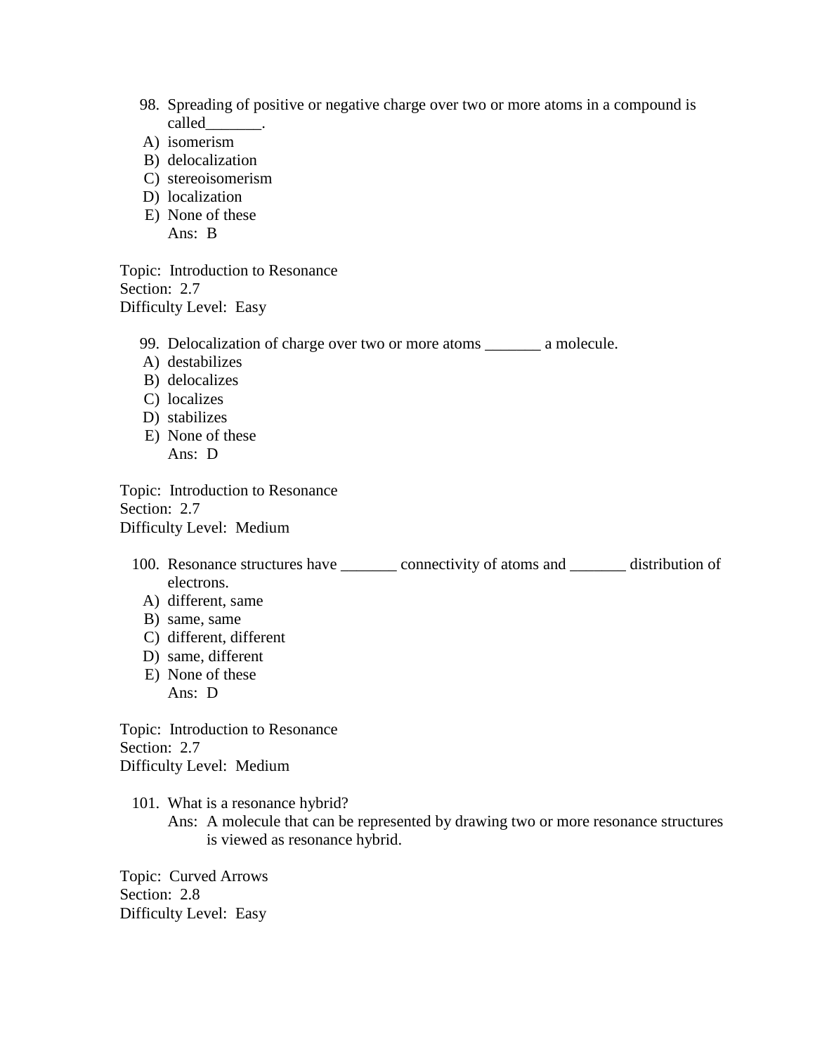98. Spreading of positive or negative charge over two or more atoms in a compound is called_______.
   A) isomerism
   B) delocalization
   C) stereoisomerism
   D) localization
   E) None of these
   Ans: B

Topic: Introduction to Resonance
Section: 2.7
Difficulty Level: Easy

99. Delocalization of charge over two or more atoms _______ a molecule.
   A) destabilizes
   B) delocalizes
   C) localizes
   D) stabilizes
   E) None of these
   Ans: D

Topic: Introduction to Resonance
Section: 2.7
Difficulty Level: Medium

100. Resonance structures have _______ connectivity of atoms and _______ distribution of electrons.
   A) different, same
   B) same, same
   C) different, different
   D) same, different
   E) None of these
   Ans: D

Topic: Introduction to Resonance
Section: 2.7
Difficulty Level: Medium

101. What is a resonance hybrid?
   Ans: A molecule that can be represented by drawing two or more resonance structures is viewed as resonance hybrid.

Topic: Curved Arrows
Section: 2.8
Difficulty Level: Easy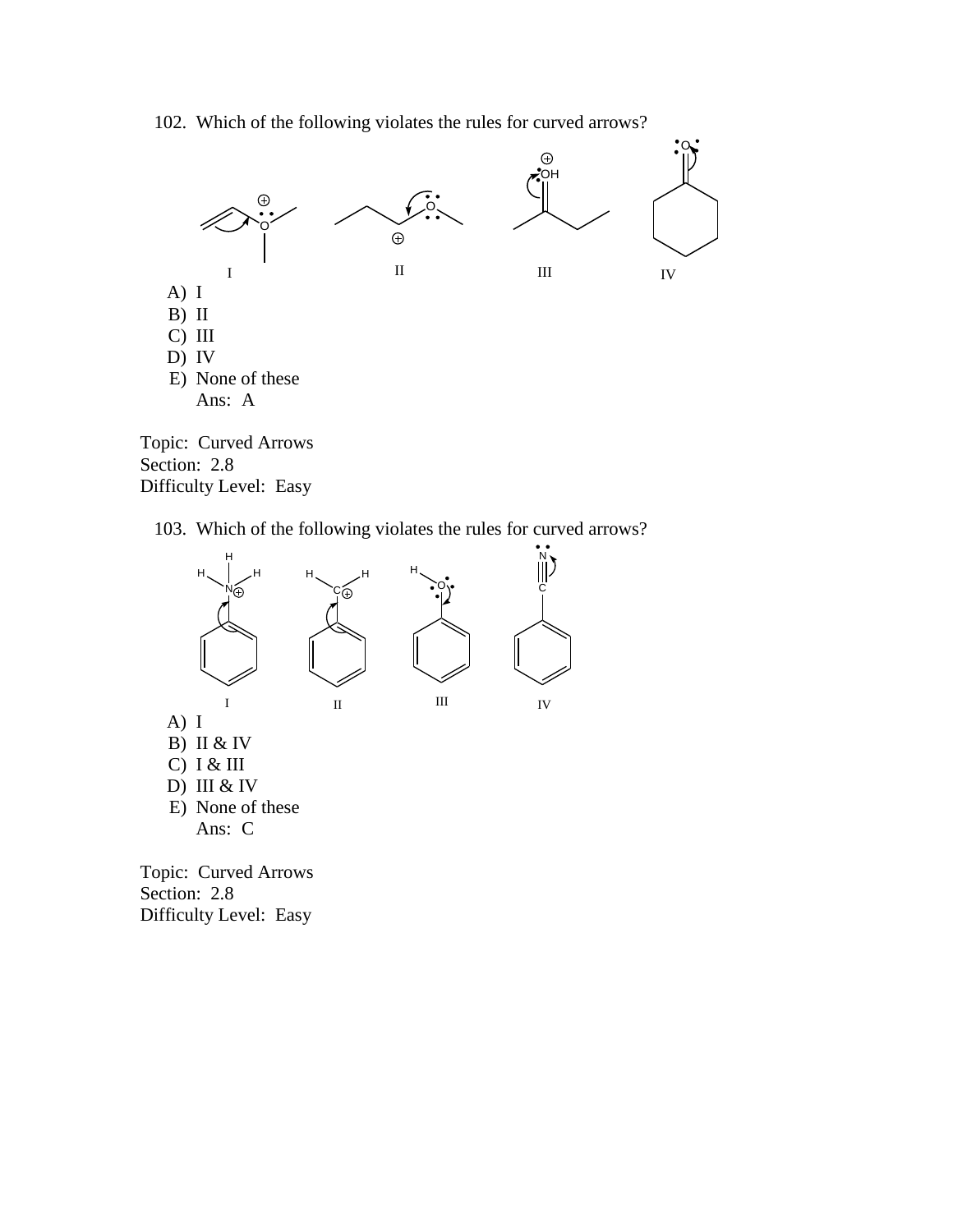102. Which of the following violates the rules for curved arrows?

I &nbsp;&nbsp;&nbsp;&nbsp;&nbsp;&nbsp;&nbsp;&nbsp; II &nbsp;&nbsp;&nbsp;&nbsp;&nbsp;&nbsp;&nbsp;&nbsp; III &nbsp;&nbsp;&nbsp;&nbsp;&nbsp;&nbsp;&nbsp;&nbsp; IV

A) I
B) II
C) III
D) IV
E) None of these

Ans: A

Topic: Curved Arrows
Section: 2.8
Difficulty Level: Easy

103. Which of the following violates the rules for curved arrows?

I &nbsp;&nbsp;&nbsp;&nbsp;&nbsp;&nbsp;&nbsp;&nbsp; II &nbsp;&nbsp;&nbsp;&nbsp;&nbsp;&nbsp;&nbsp;&nbsp; III &nbsp;&nbsp;&nbsp;&nbsp;&nbsp;&nbsp;&nbsp;&nbsp; IV

A) I
B) II & IV
C) I & III
D) III & IV
E) None of these

Ans: C

Topic: Curved Arrows
Section: 2.8
Difficulty Level: Easy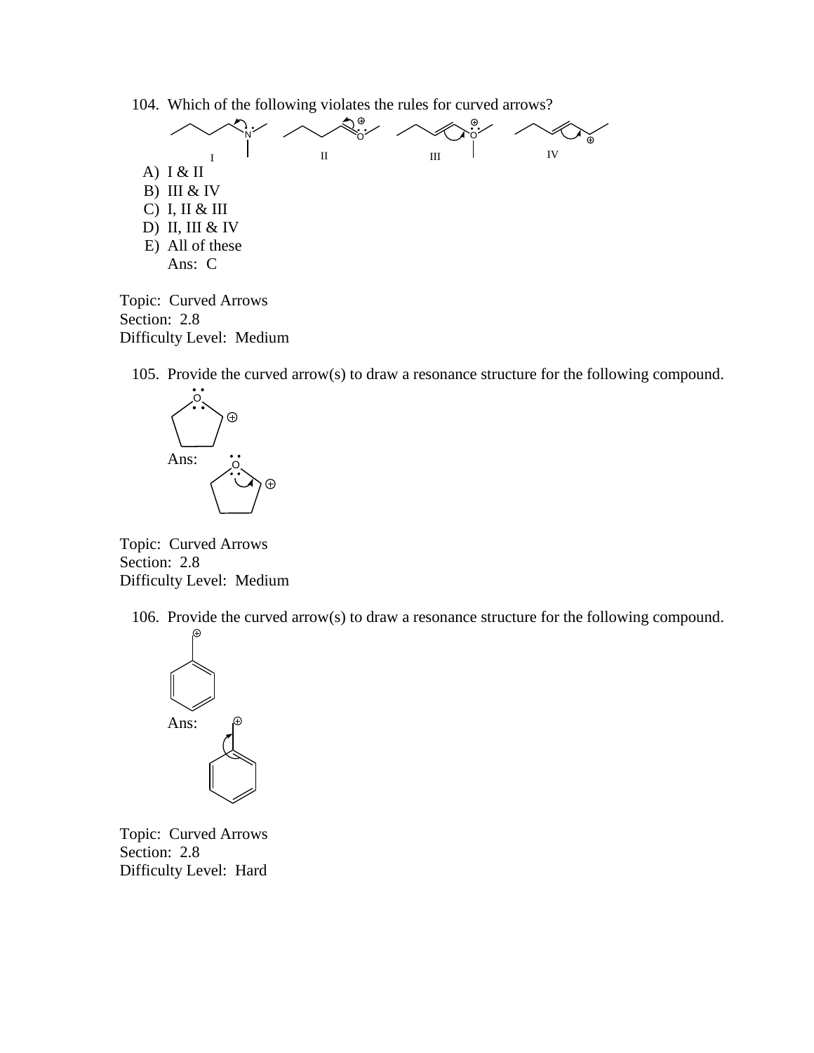104. Which of the following violates the rules for curved arrows?

I II III IV

A) I & II
B) III & IV
C) I, II & III
D) II, III & IV
E) All of these

Ans: C

Topic: Curved Arrows
Section: 2.8
Difficulty Level: Medium

105. Provide the curved arrow(s) to draw a resonance structure for the following compound.

Ans:

Topic: Curved Arrows
Section: 2.8
Difficulty Level: Medium

106. Provide the curved arrow(s) to draw a resonance structure for the following compound.

Ans:

Topic: Curved Arrows
Section: 2.8
Difficulty Level: Hard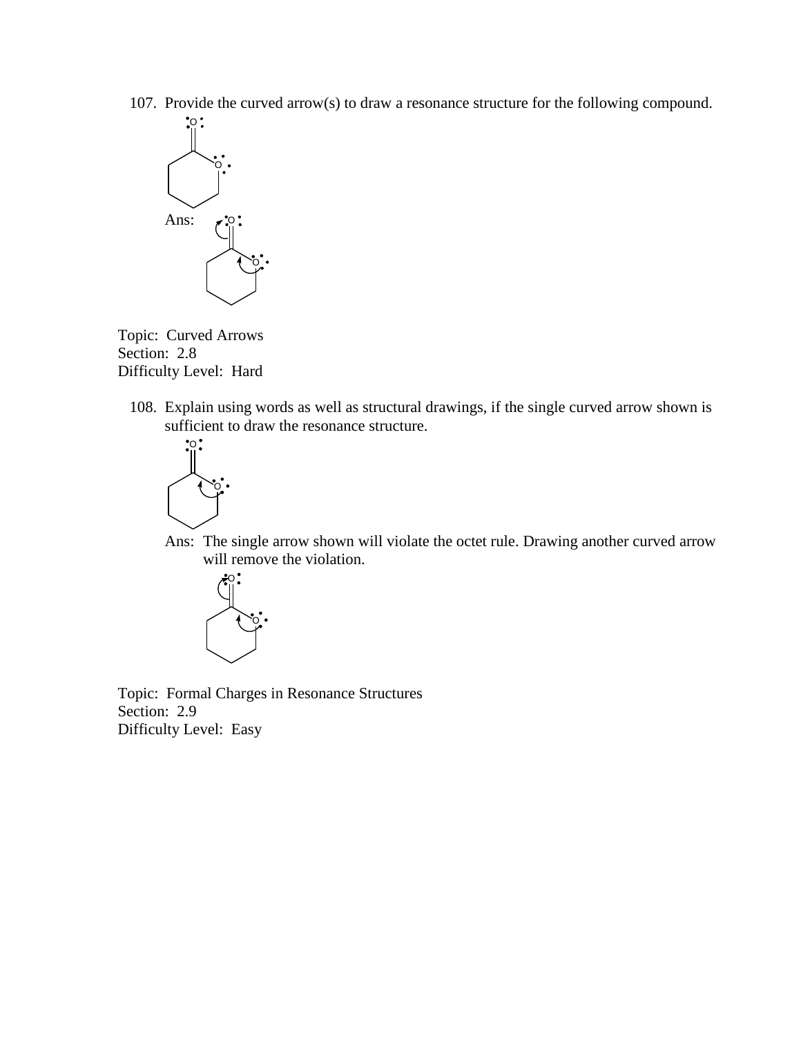107. Provide the curved arrow(s) to draw a resonance structure for the following compound.

Ans:

Topic: Curved Arrows
Section: 2.8
Difficulty Level: Hard

108. Explain using words as well as structural drawings, if the single curved arrow shown is sufficient to draw the resonance structure.

Ans: The single arrow shown will violate the octet rule. Drawing another curved arrow will remove the violation.

Topic: Formal Charges in Resonance Structures
Section: 2.9
Difficulty Level: Easy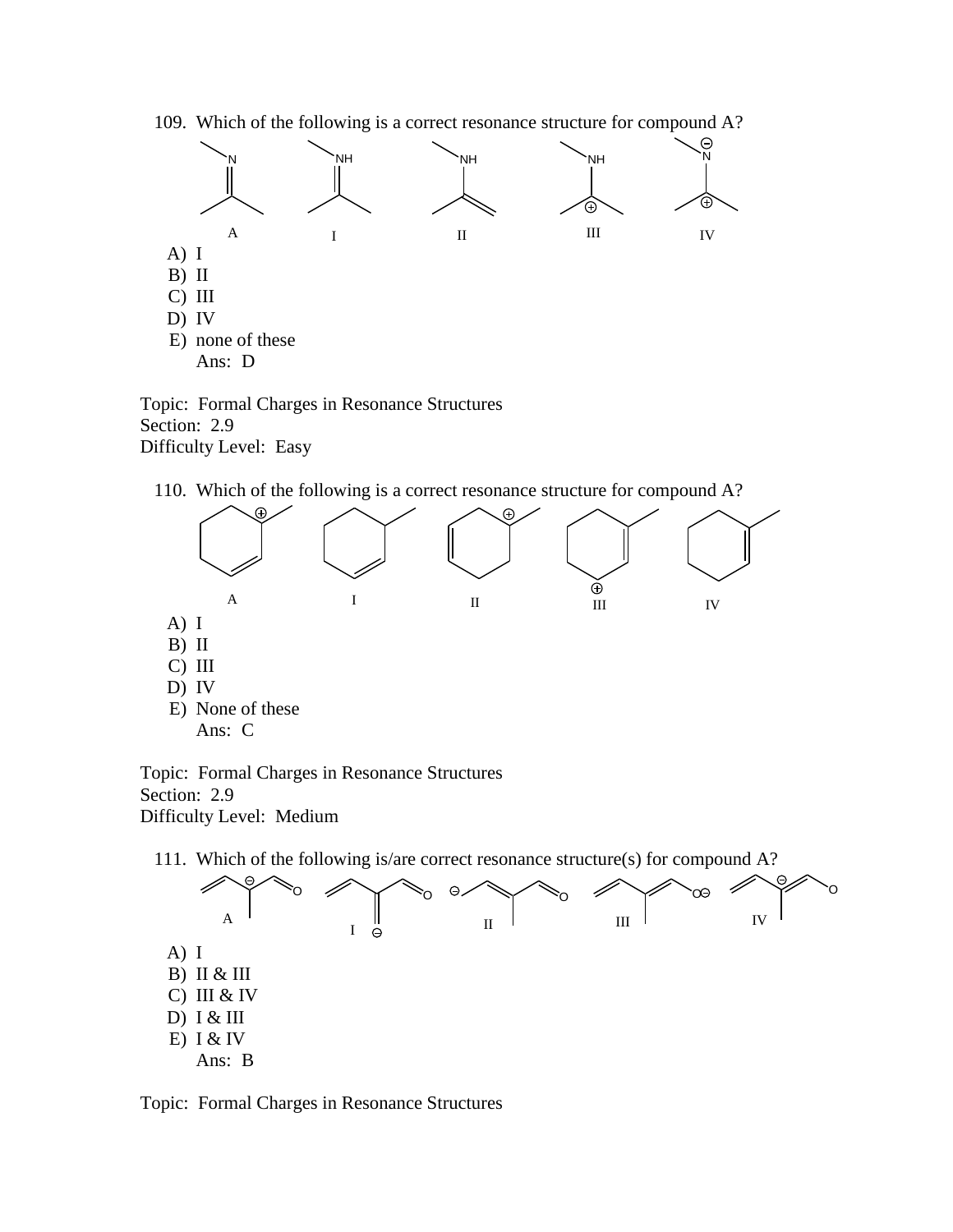109. Which of the following is a correct resonance structure for compound A?

A) I
B) II
C) III
D) IV
E) none of these

Ans: D

Topic: Formal Charges in Resonance Structures
Section: 2.9
Difficulty Level: Easy

110. Which of the following is a correct resonance structure for compound A?

A) I
B) II
C) III
D) IV
E) None of these

Ans: C

Topic: Formal Charges in Resonance Structures
Section: 2.9
Difficulty Level: Medium

111. Which of the following is/are correct resonance structure(s) for compound A?

A) I
B) II & III
C) III & IV
D) I & III
E) I & IV

Ans: B

Topic: Formal Charges in Resonance Structures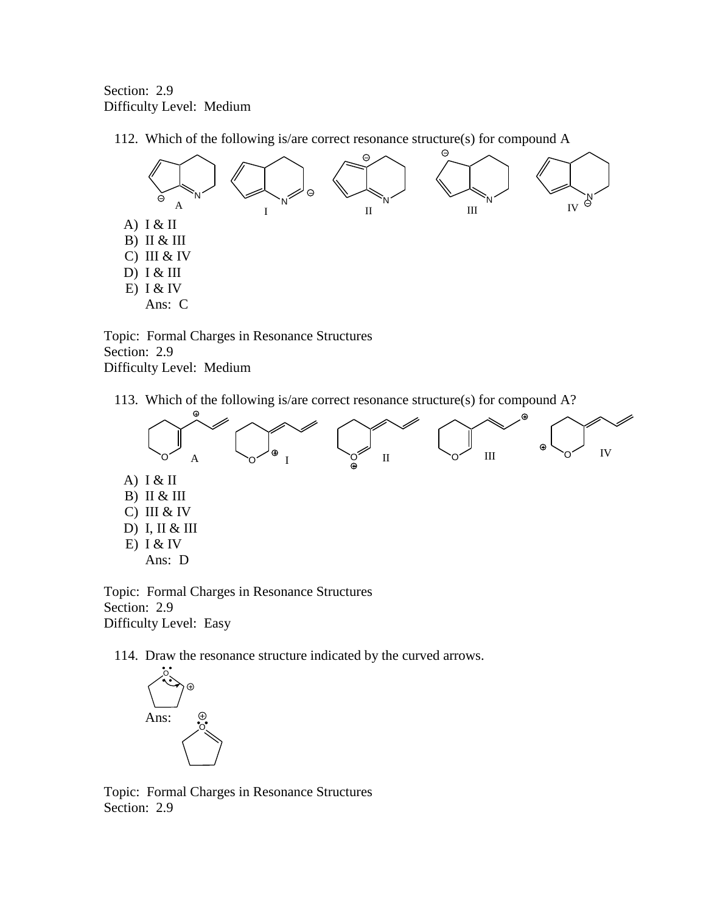Section: 2.9
Difficulty Level: Medium

112. Which of the following is/are correct resonance structure(s) for compound A

A) I & II
B) II & III
C) III & IV
D) I & III
E) I & IV
Ans: C

Topic: Formal Charges in Resonance Structures
Section: 2.9
Difficulty Level: Medium

113. Which of the following is/are correct resonance structure(s) for compound A?

A) I & II
B) II & III
C) III & IV
D) I, II & III
E) I & IV
Ans: D

Topic: Formal Charges in Resonance Structures
Section: 2.9
Difficulty Level: Easy

114. Draw the resonance structure indicated by the curved arrows.

Ans:

Topic: Formal Charges in Resonance Structures
Section: 2.9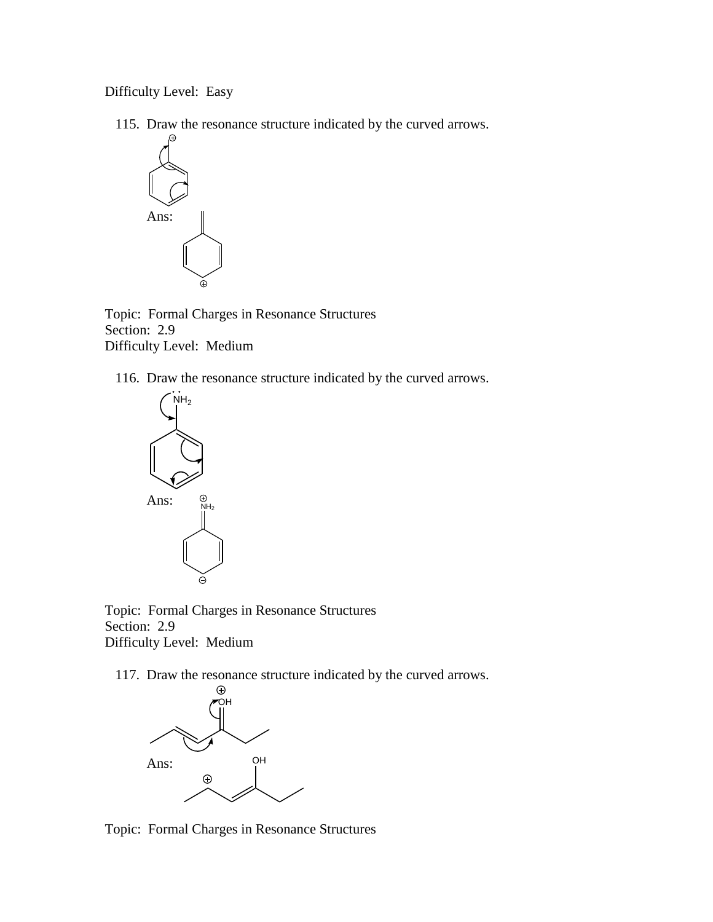Difficulty Level: Easy

115. Draw the resonance structure indicated by the curved arrows.

Ans:

Topic: Formal Charges in Resonance Structures
Section: 2.9
Difficulty Level: Medium

116. Draw the resonance structure indicated by the curved arrows.

Ans:

Topic: Formal Charges in Resonance Structures
Section: 2.9
Difficulty Level: Medium

117. Draw the resonance structure indicated by the curved arrows.

Ans:

Topic: Formal Charges in Resonance Structures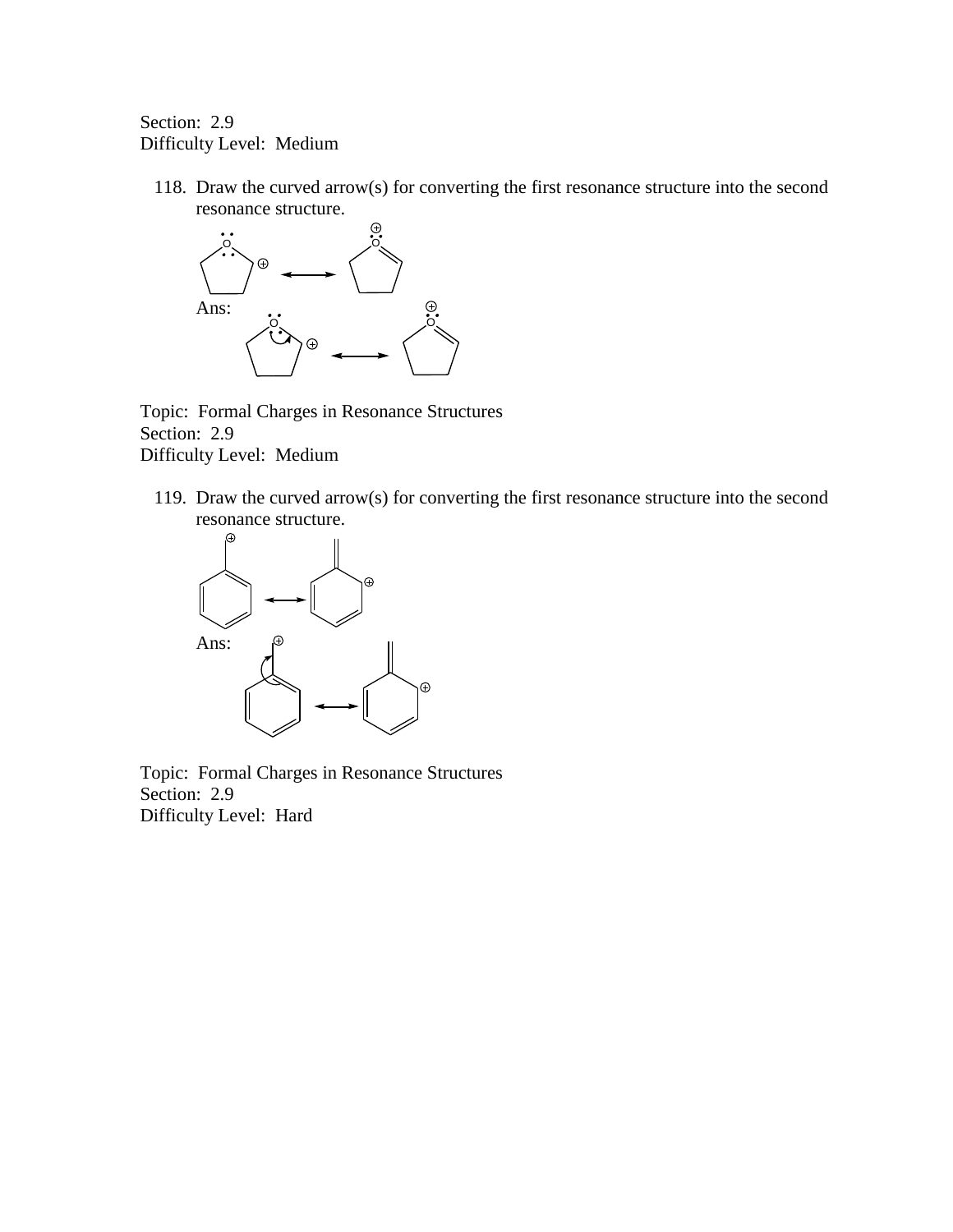Section: 2.9
Difficulty Level: Medium

118. Draw the curved arrow(s) for converting the first resonance structure into the second resonance structure.

Ans:

Topic: Formal Charges in Resonance Structures
Section: 2.9
Difficulty Level: Medium

119. Draw the curved arrow(s) for converting the first resonance structure into the second resonance structure.

Ans:

Topic: Formal Charges in Resonance Structures
Section: 2.9
Difficulty Level: Hard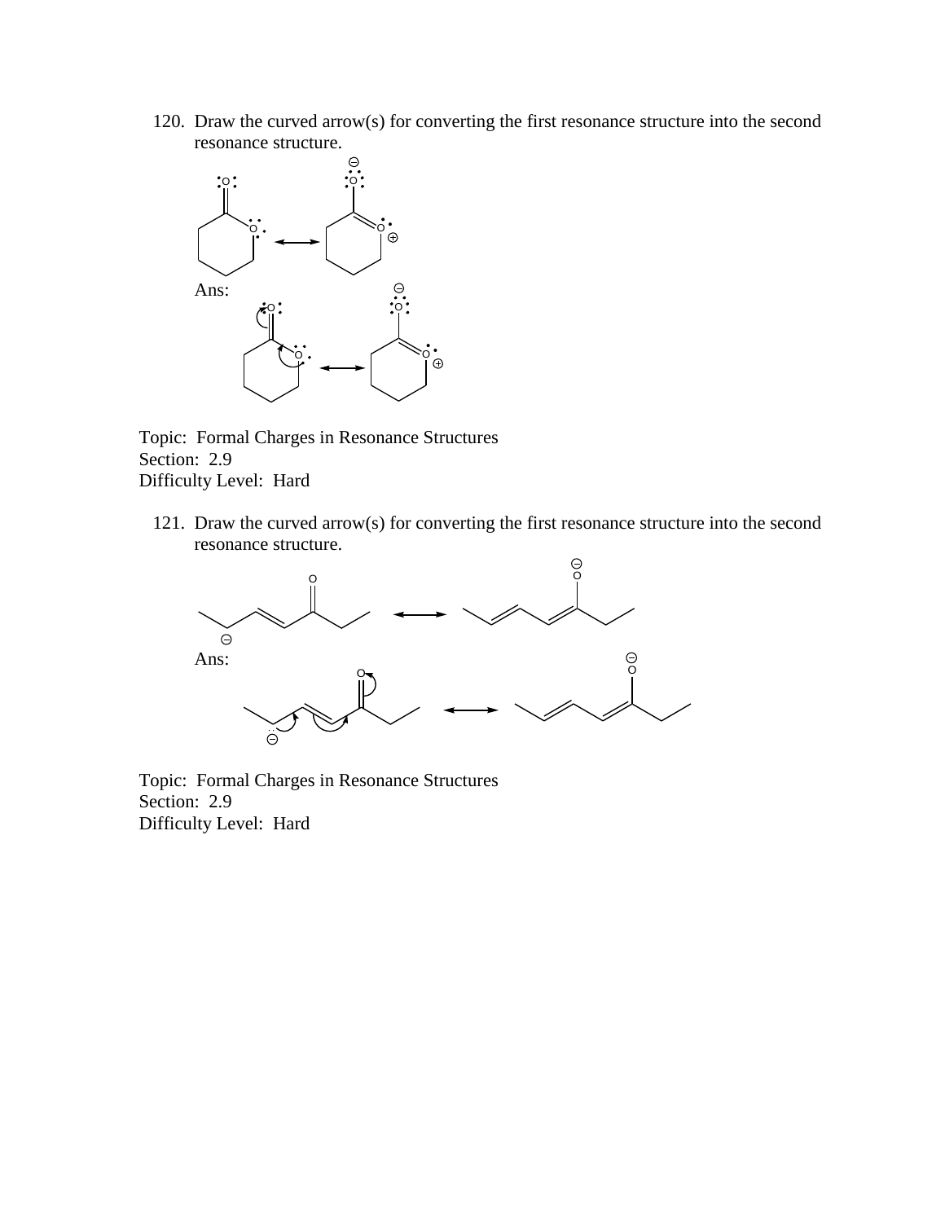120. Draw the curved arrow(s) for converting the first resonance structure into the second resonance structure.

Ans:

Topic: Formal Charges in Resonance Structures
Section: 2.9
Difficulty Level: Hard

121. Draw the curved arrow(s) for converting the first resonance structure into the second resonance structure.

Ans:

Topic: Formal Charges in Resonance Structures
Section: 2.9
Difficulty Level: Hard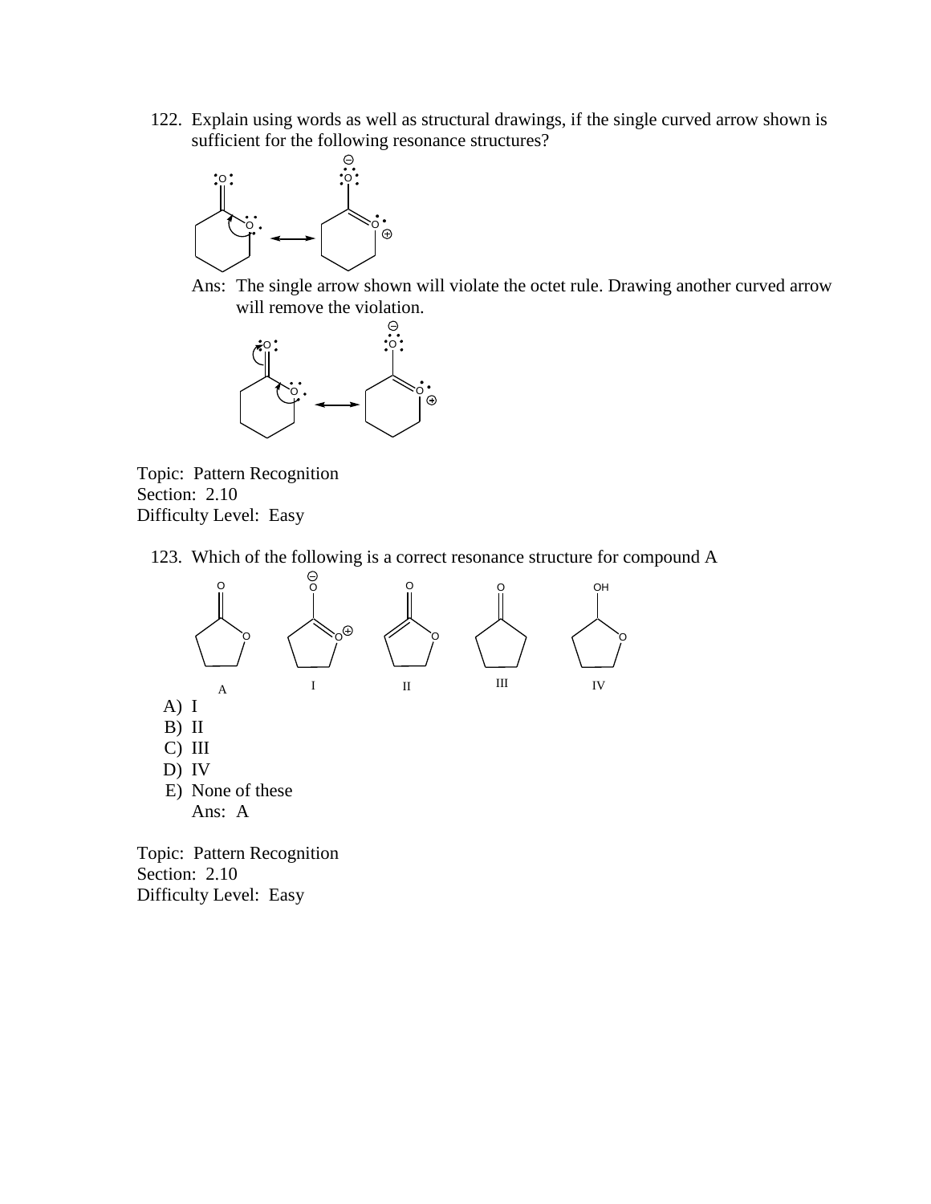122. Explain using words as well as structural drawings, if the single curved arrow shown is sufficient for the following resonance structures?

Ans: The single arrow shown will violate the octet rule. Drawing another curved arrow will remove the violation.

Topic: Pattern Recognition
Section: 2.10
Difficulty Level: Easy

123. Which of the following is a correct resonance structure for compound A

A) I
B) II
C) III
D) IV
E) None of these

Ans: A

Topic: Pattern Recognition
Section: 2.10
Difficulty Level: Easy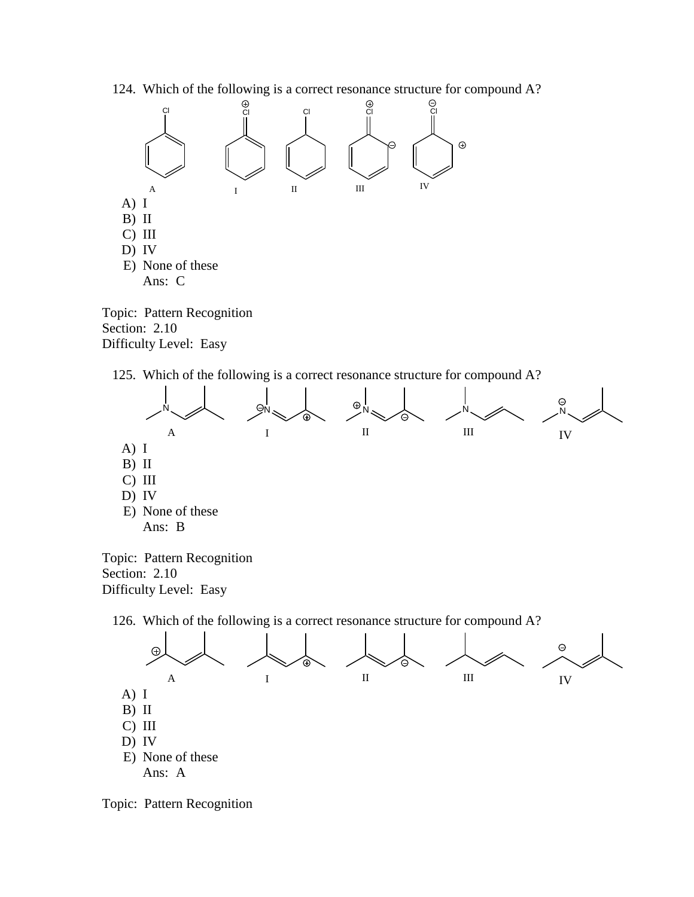124. Which of the following is a correct resonance structure for compound A?

A) I
B) II
C) III
D) IV
E) None of these

Ans: C

Topic: Pattern Recognition
Section: 2.10
Difficulty Level: Easy

125. Which of the following is a correct resonance structure for compound A?

A) I
B) II
C) III
D) IV
E) None of these

Ans: B

Topic: Pattern Recognition
Section: 2.10
Difficulty Level: Easy

126. Which of the following is a correct resonance structure for compound A?

A) I
B) II
C) III
D) IV
E) None of these

Ans: A

Topic: Pattern Recognition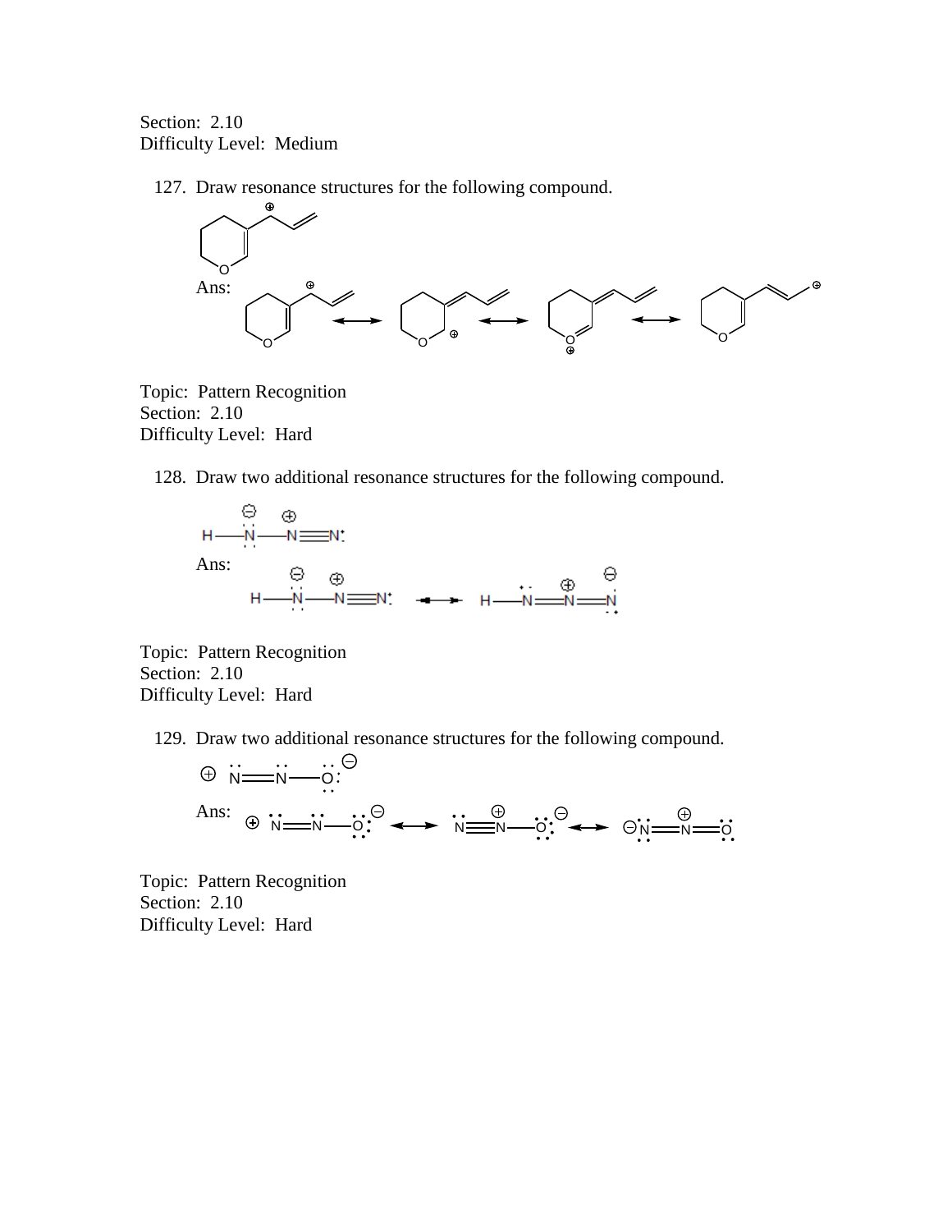Section: 2.10
Difficulty Level: Medium

127. Draw resonance structures for the following compound.

Ans:

Topic: Pattern Recognition
Section: 2.10
Difficulty Level: Hard

128. Draw two additional resonance structures for the following compound.

Ans:

Topic: Pattern Recognition
Section: 2.10
Difficulty Level: Hard

129. Draw two additional resonance structures for the following compound.

Ans:

Topic: Pattern Recognition
Section: 2.10
Difficulty Level: Hard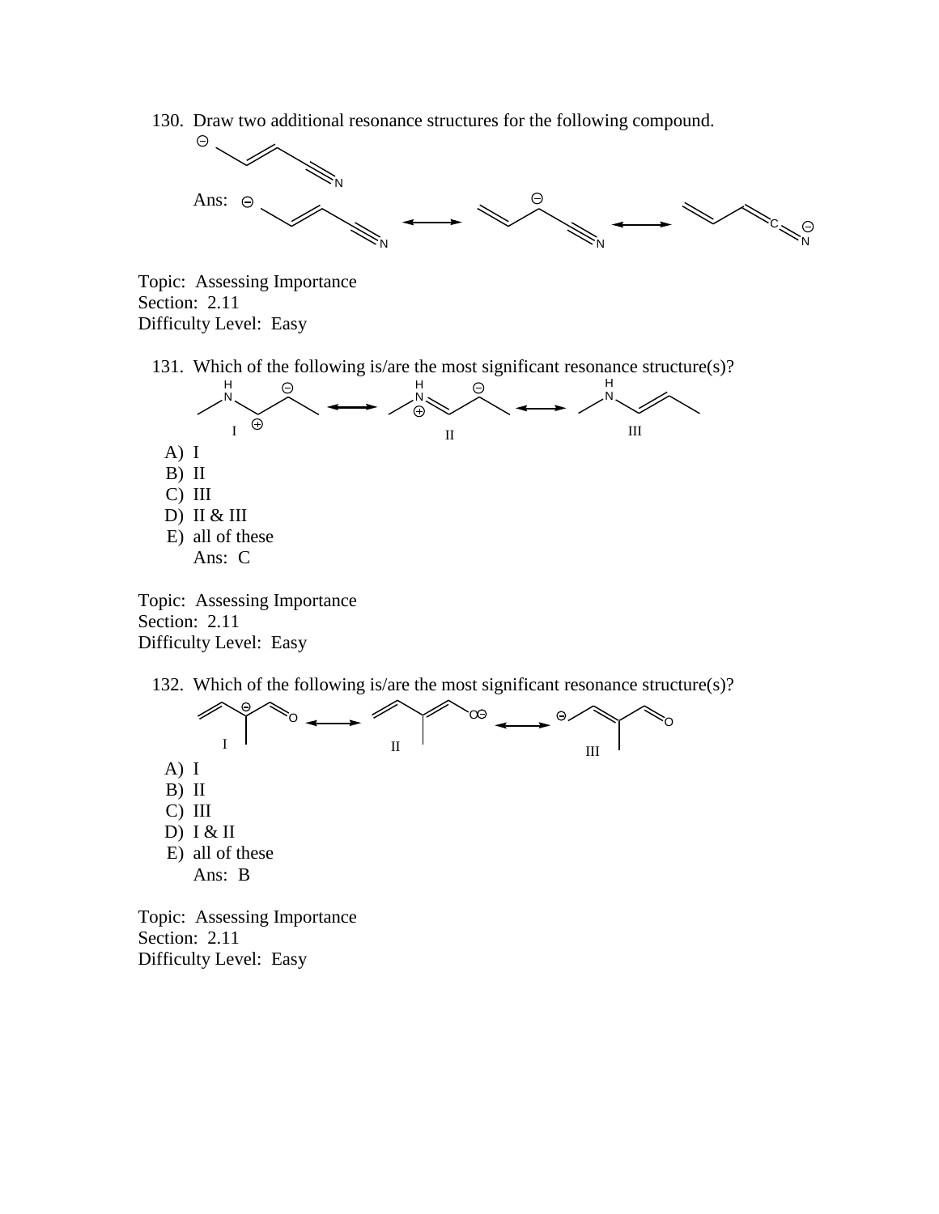130. Draw two additional resonance structures for the following compound.

Ans:

Topic: Assessing Importance
Section: 2.11
Difficulty Level: Easy

131. Which of the following is/are the most significant resonance structure(s)?

I　　　　II　　　　III

A) I
B) II
C) III
D) II & III
E) all of these

Ans: C

Topic: Assessing Importance
Section: 2.11
Difficulty Level: Easy

132. Which of the following is/are the most significant resonance structure(s)?

I　　　　II　　　　III

A) I
B) II
C) III
D) I & II
E) all of these

Ans: B

Topic: Assessing Importance
Section: 2.11
Difficulty Level: Easy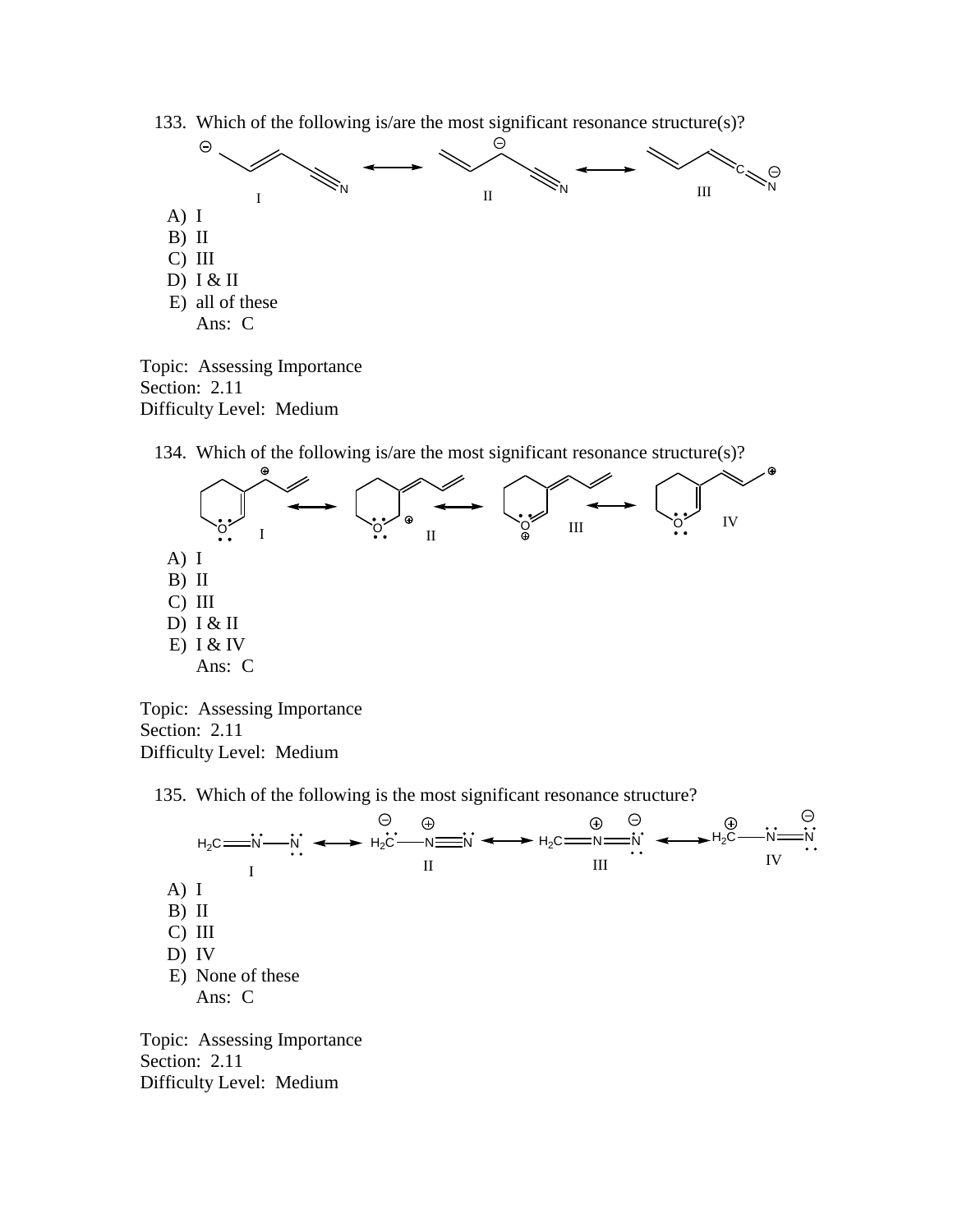133. Which of the following is/are the most significant resonance structure(s)?

A) I
B) II
C) III
D) I & II
E) all of these
Ans: C

Topic: Assessing Importance
Section: 2.11
Difficulty Level: Medium

134. Which of the following is/are the most significant resonance structure(s)?

A) I
B) II
C) III
D) I & II
E) I & IV
Ans: C

Topic: Assessing Importance
Section: 2.11
Difficulty Level: Medium

135. Which of the following is the most significant resonance structure?

A) I
B) II
C) III
D) IV
E) None of these
Ans: C

Topic: Assessing Importance
Section: 2.11
Difficulty Level: Medium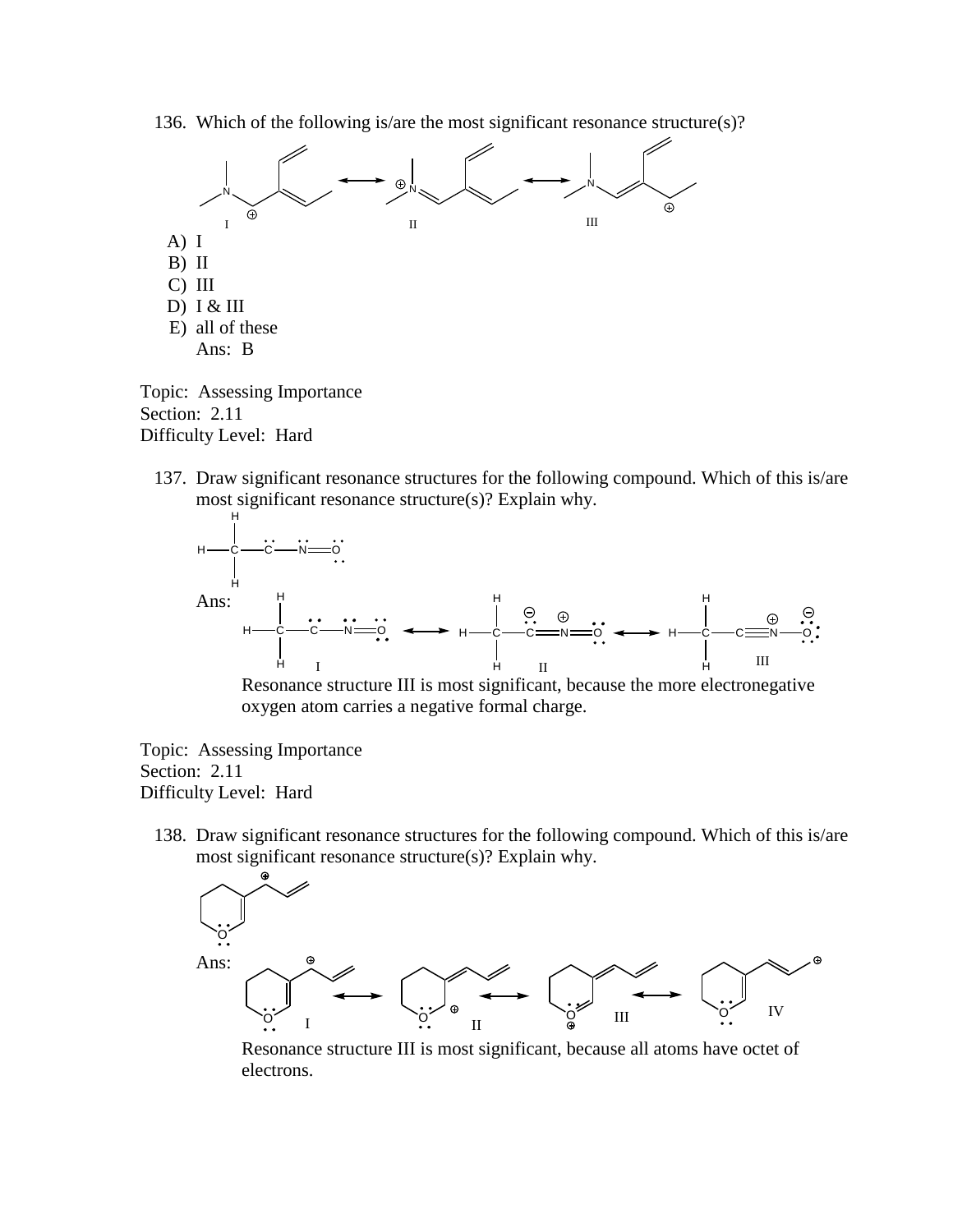136. Which of the following is/are the most significant resonance structure(s)?

A) I
B) II
C) III
D) I & III
E) all of these

Ans: B

Topic: Assessing Importance
Section: 2.11
Difficulty Level: Hard

137. Draw significant resonance structures for the following compound. Which of this is/are most significant resonance structure(s)? Explain why.

Ans:

Resonance structure III is most significant, because the more electronegative oxygen atom carries a negative formal charge.

Topic: Assessing Importance
Section: 2.11
Difficulty Level: Hard

138. Draw significant resonance structures for the following compound. Which of this is/are most significant resonance structure(s)? Explain why.

Ans:

Resonance structure III is most significant, because all atoms have octet of electrons.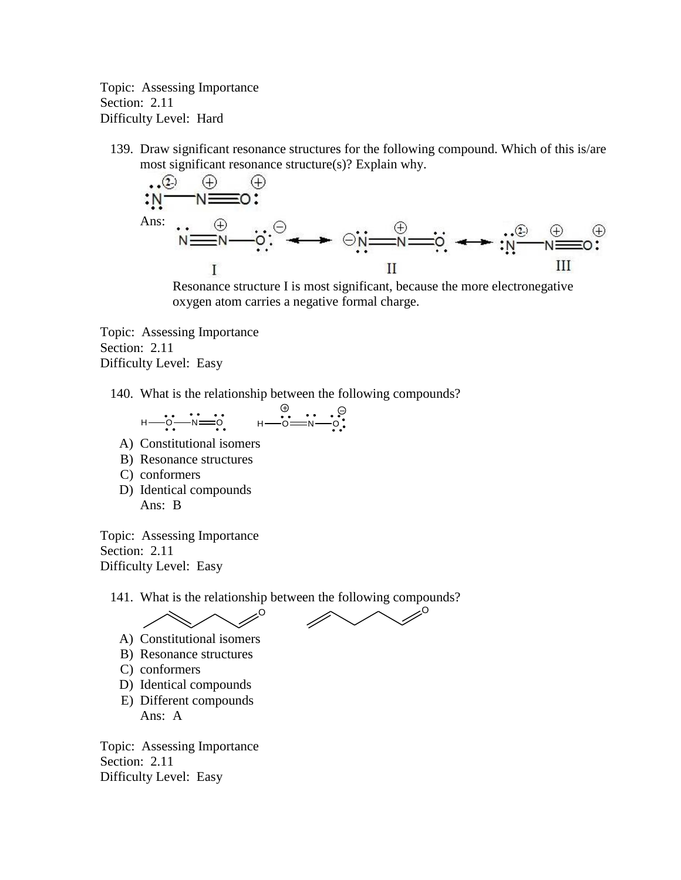Topic: Assessing Importance
Section: 2.11
Difficulty Level: Hard

139. Draw significant resonance structures for the following compound. Which of this is/are most significant resonance structure(s)? Explain why.

Ans:

I ⟷ II ⟷ III

Resonance structure I is most significant, because the more electronegative oxygen atom carries a negative formal charge.

Topic: Assessing Importance
Section: 2.11
Difficulty Level: Easy

140. What is the relationship between the following compounds?

A) Constitutional isomers
B) Resonance structures
C) conformers
D) Identical compounds

Ans: B

Topic: Assessing Importance
Section: 2.11
Difficulty Level: Easy

141. What is the relationship between the following compounds?

A) Constitutional isomers
B) Resonance structures
C) conformers
D) Identical compounds
E) Different compounds

Ans: A

Topic: Assessing Importance
Section: 2.11
Difficulty Level: Easy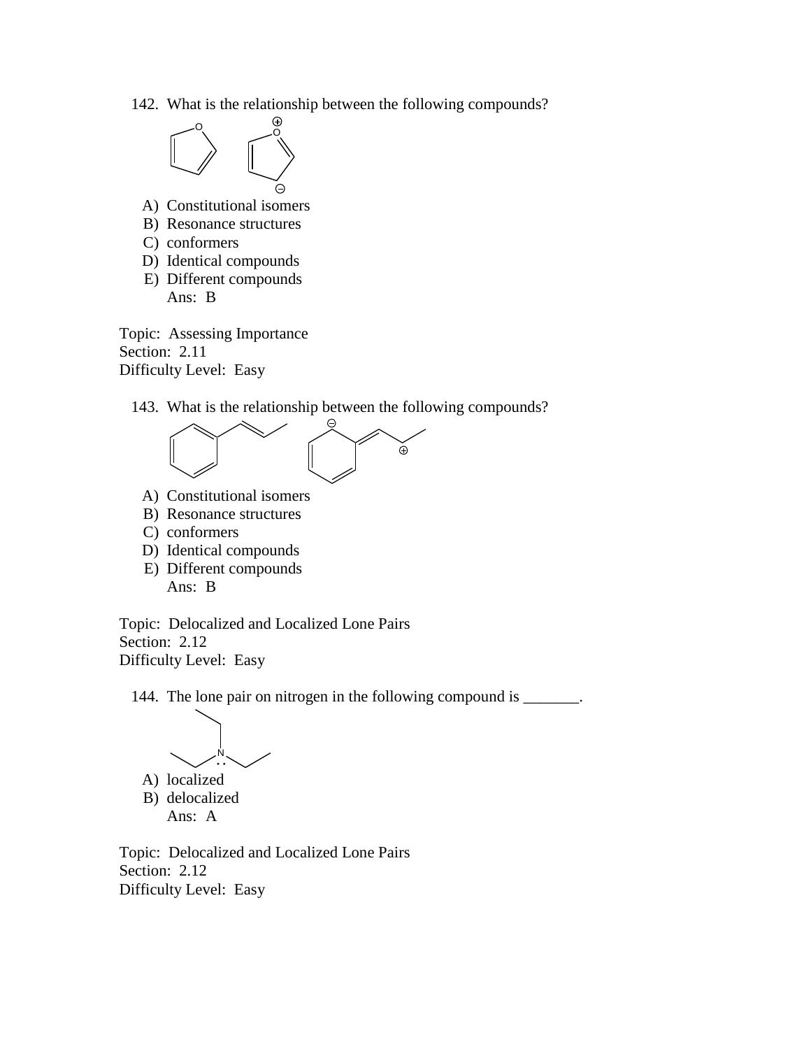142. What is the relationship between the following compounds?

A) Constitutional isomers
B) Resonance structures
C) conformers
D) Identical compounds
E) Different compounds
Ans: B

Topic: Assessing Importance
Section: 2.11
Difficulty Level: Easy

143. What is the relationship between the following compounds?

A) Constitutional isomers
B) Resonance structures
C) conformers
D) Identical compounds
E) Different compounds
Ans: B

Topic: Delocalized and Localized Lone Pairs
Section: 2.12
Difficulty Level: Easy

144. The lone pair on nitrogen in the following compound is _______.

A) localized
B) delocalized
Ans: A

Topic: Delocalized and Localized Lone Pairs
Section: 2.12
Difficulty Level: Easy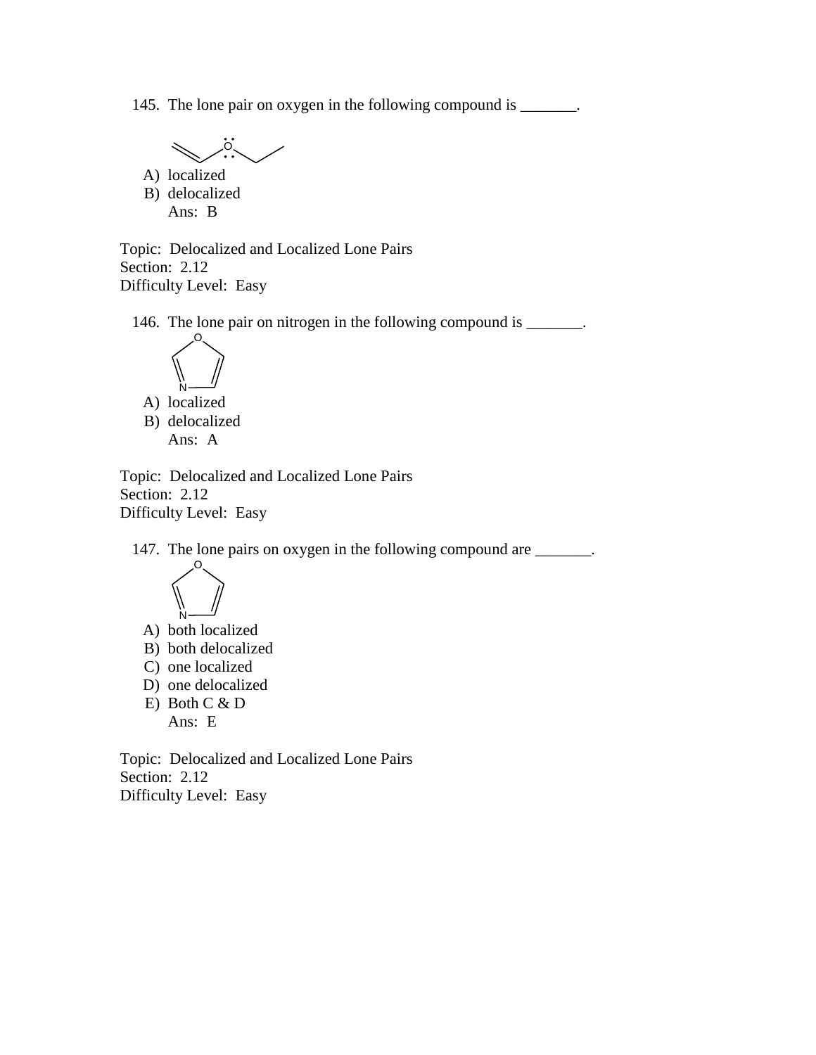145. The lone pair on oxygen in the following compound is _______.

A) localized
B) delocalized

Ans: B

Topic: Delocalized and Localized Lone Pairs
Section: 2.12
Difficulty Level: Easy

146. The lone pair on nitrogen in the following compound is _______.

A) localized
B) delocalized

Ans: A

Topic: Delocalized and Localized Lone Pairs
Section: 2.12
Difficulty Level: Easy

147. The lone pairs on oxygen in the following compound are _______.

A) both localized
B) both delocalized
C) one localized
D) one delocalized
E) Both C & D

Ans: E

Topic: Delocalized and Localized Lone Pairs
Section: 2.12
Difficulty Level: Easy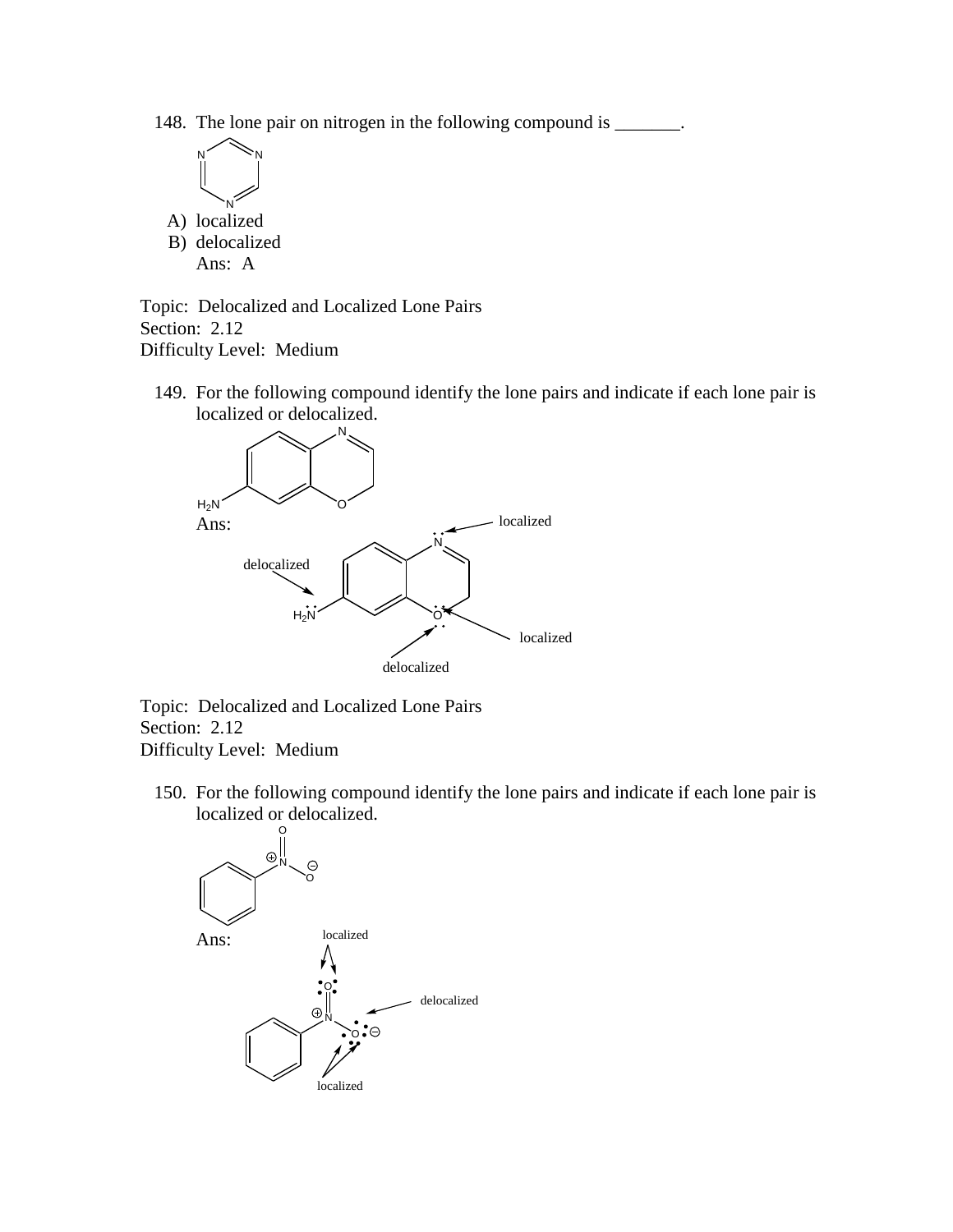148. The lone pair on nitrogen in the following compound is _______.

   A) localized
   B) delocalized

   Ans: A

Topic: Delocalized and Localized Lone Pairs
Section: 2.12
Difficulty Level: Medium

149. For the following compound identify the lone pairs and indicate if each lone pair is localized or delocalized.

   Ans:

   localized

   delocalized

   localized

   delocalized

Topic: Delocalized and Localized Lone Pairs
Section: 2.12
Difficulty Level: Medium

150. For the following compound identify the lone pairs and indicate if each lone pair is localized or delocalized.

   Ans:

   localized

   delocalized

   localized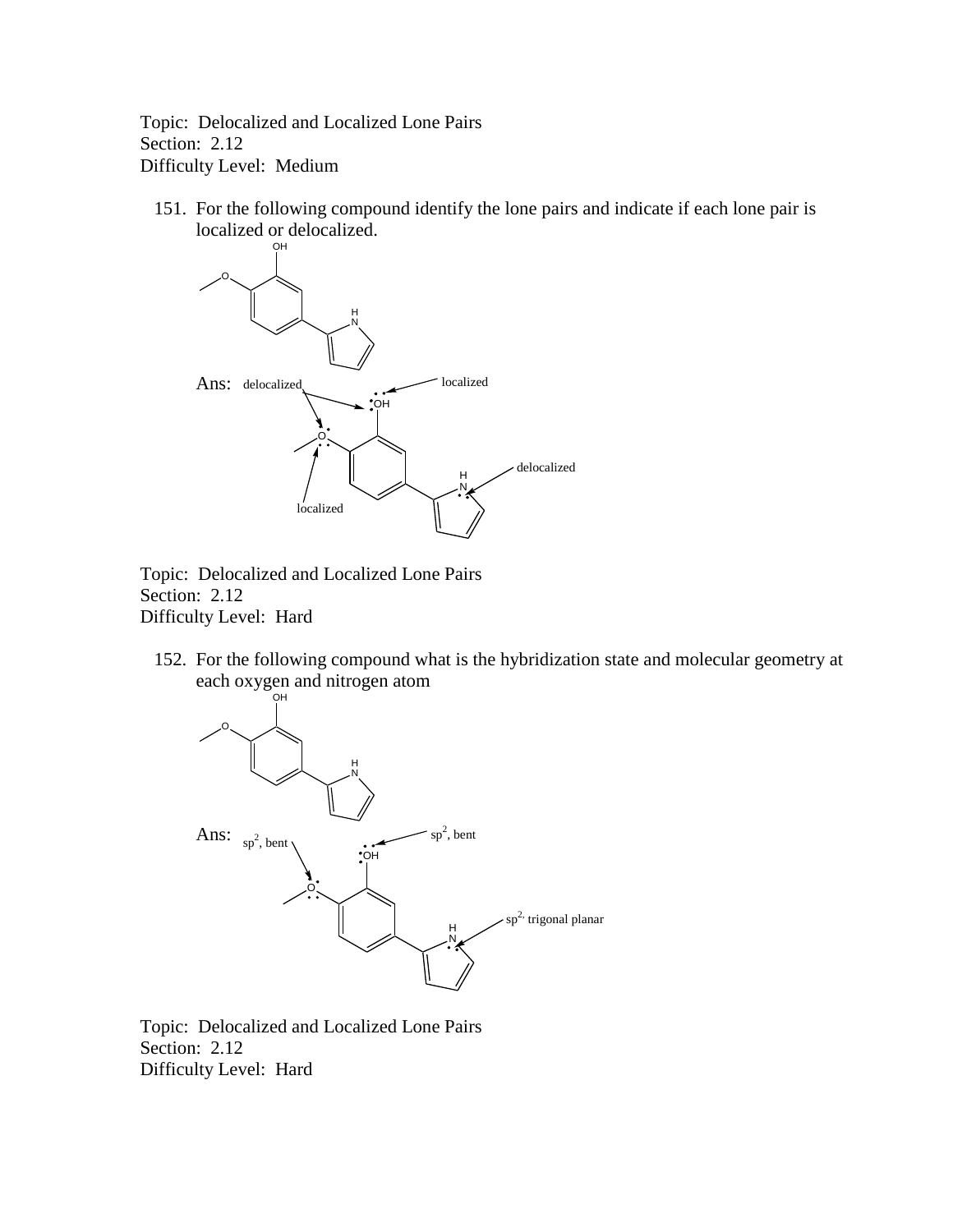Topic: Delocalized and Localized Lone Pairs
Section: 2.12
Difficulty Level: Medium

151. For the following compound identify the lone pairs and indicate if each lone pair is localized or delocalized.

Ans: delocalized, localized, delocalized, localized

Topic: Delocalized and Localized Lone Pairs
Section: 2.12
Difficulty Level: Hard

152. For the following compound what is the hybridization state and molecular geometry at each oxygen and nitrogen atom

Ans: $sp^2$, bent; $sp^2$, bent; $sp^2$, trigonal planar

Topic: Delocalized and Localized Lone Pairs
Section: 2.12
Difficulty Level: Hard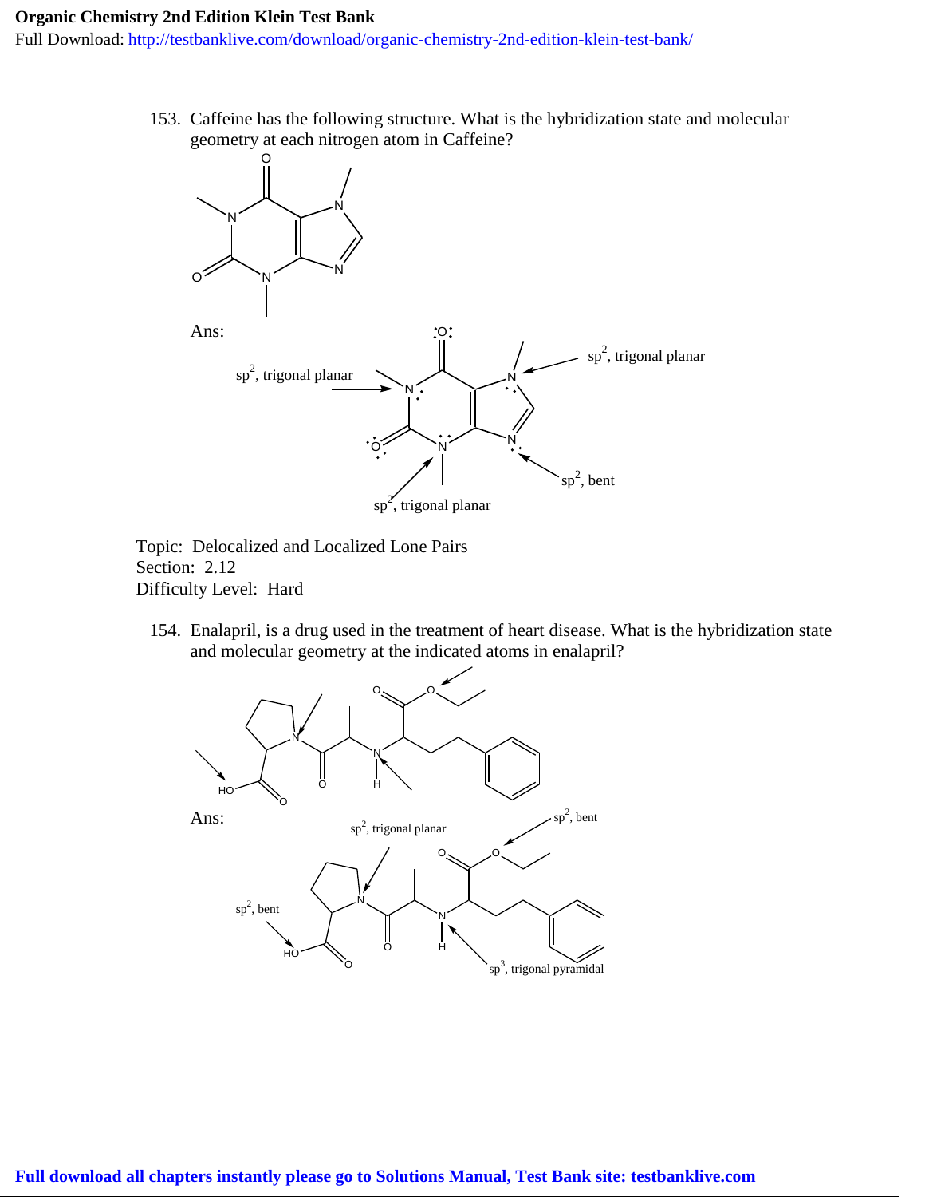153. Caffeine has the following structure. What is the hybridization state and molecular geometry at each nitrogen atom in Caffeine?

Ans:

sp2, trigonal planar

sp2, trigonal planar

sp2, bent

sp2, trigonal planar

Topic: Delocalized and Localized Lone Pairs
Section: 2.12
Difficulty Level: Hard

154. Enalapril, is a drug used in the treatment of heart disease. What is the hybridization state and molecular geometry at the indicated atoms in enalapril?

Ans:

sp2, trigonal planar

sp2, bent

sp2, bent

sp3, trigonal pyramidal